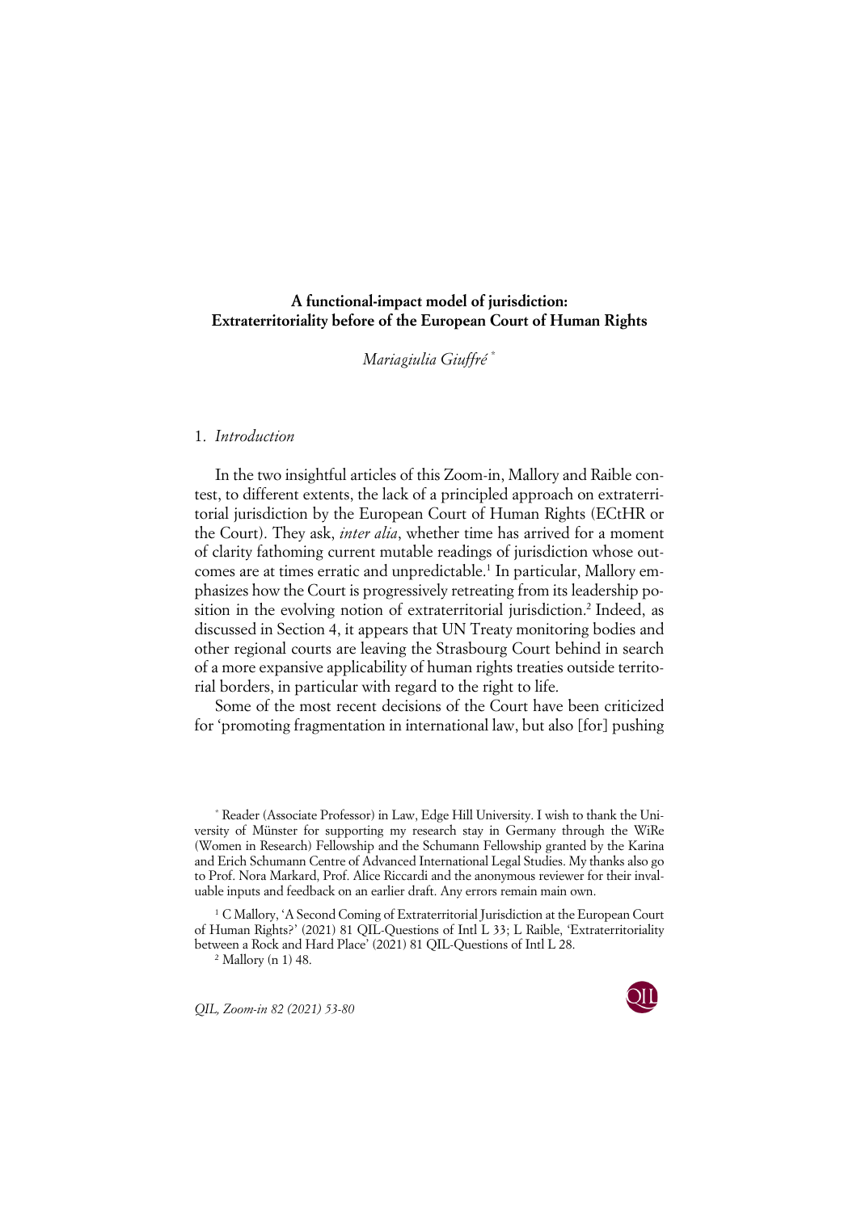**A functional-impact model of jurisdiction: Extraterritoriality before of the European Court of Human Rights**

*Mariagiulia Giuffré* [*]

## 1. *Introduction*

In the two insightful articles of this Zoom-in, Mallory and Raible contest, to different extents, the lack of a principled approach on extraterritorial jurisdiction by the European Court of Human Rights (ECtHR or the Court). They ask, *inter alia*, whether time has arrived for a moment of clarity fathoming current mutable readings of jurisdiction whose outcomes are at times erratic and unpredictable.[1] In particular, Mallory emphasizes how the Court is progressively retreating from its leadership position in the evolving notion of extraterritorial jurisdiction.[2] Indeed, as discussed in Section 4, it appears that UN Treaty monitoring bodies and other regional courts are leaving the Strasbourg Court behind in search of a more expansive applicability of human rights treaties outside territorial borders, in particular with regard to the right to life.

Some of the most recent decisions of the Court have been criticized for 'promoting fragmentation in international law, but also [for] pushing

---

[*] Reader (Associate Professor) in Law, Edge Hill University. I wish to thank the University of Münster for supporting my research stay in Germany through the WiRe (Women in Research) Fellowship and the Schumann Fellowship granted by the Karina and Erich Schumann Centre of Advanced International Legal Studies. My thanks also go to Prof. Nora Markard, Prof. Alice Riccardi and the anonymous reviewer for their invaluable inputs and feedback on an earlier draft. Any errors remain main own.

[1] C Mallory, 'A Second Coming of Extraterritorial Jurisdiction at the European Court of Human Rights?' (2021) 81 QIL-Questions of Intl L 33; L Raible, 'Extraterritoriality between a Rock and Hard Place' (2021) 81 QIL-Questions of Intl L 28.

[2] Mallory (n 1) 48.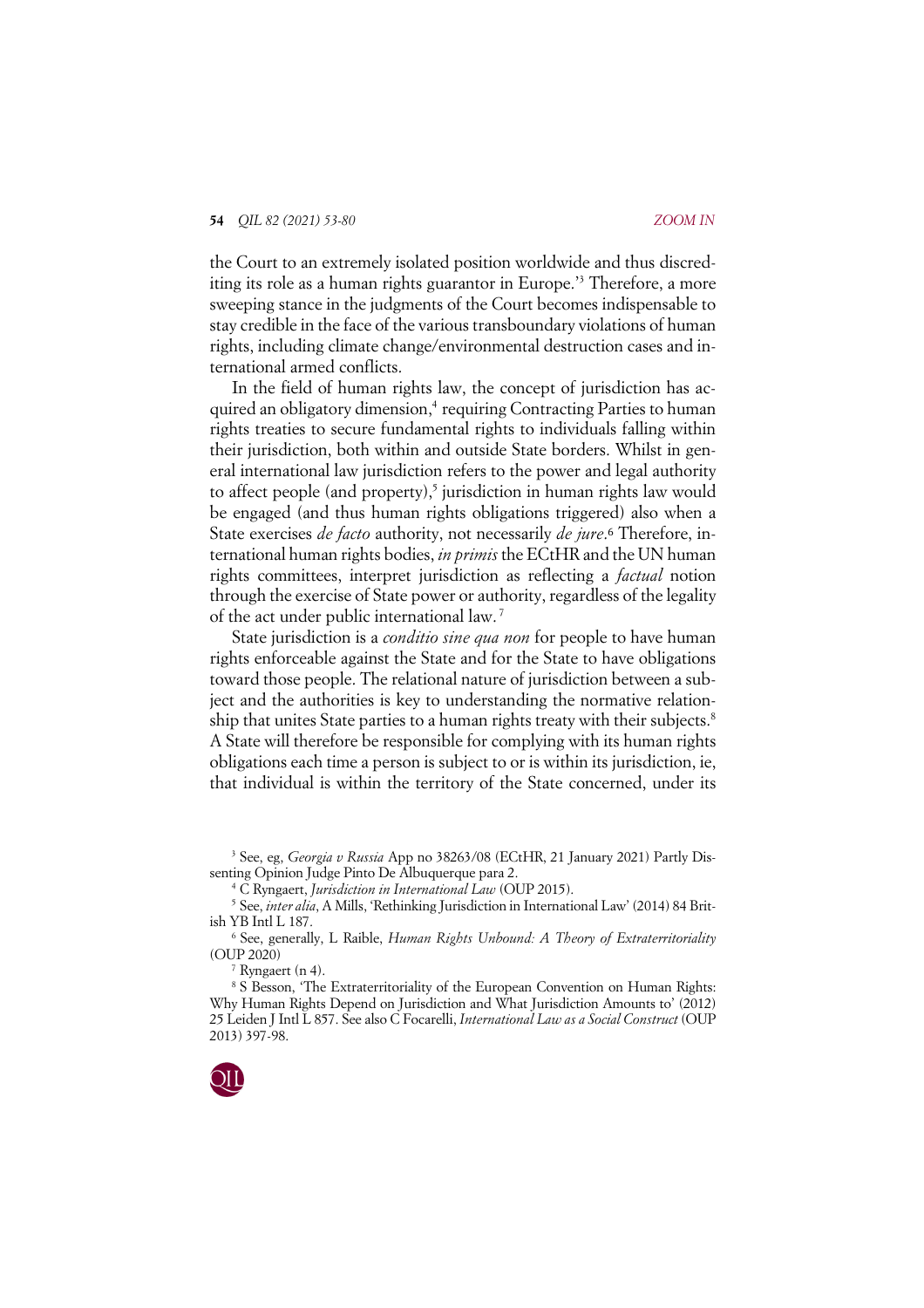the Court to an extremely isolated position worldwide and thus discrediting its role as a human rights guarantor in Europe.'[3] Therefore, a more sweeping stance in the judgments of the Court becomes indispensable to stay credible in the face of the various transboundary violations of human rights, including climate change/environmental destruction cases and international armed conflicts.

In the field of human rights law, the concept of jurisdiction has acquired an obligatory dimension,[4] requiring Contracting Parties to human rights treaties to secure fundamental rights to individuals falling within their jurisdiction, both within and outside State borders. Whilst in general international law jurisdiction refers to the power and legal authority to affect people (and property),[5] jurisdiction in human rights law would be engaged (and thus human rights obligations triggered) also when a State exercises *de facto* authority, not necessarily *de jure*.[6] Therefore, international human rights bodies, *in primis* the ECtHR and the UN human rights committees, interpret jurisdiction as reflecting a *factual* notion through the exercise of State power or authority, regardless of the legality of the act under public international law.[7]

State jurisdiction is a *conditio sine qua non* for people to have human rights enforceable against the State and for the State to have obligations toward those people. The relational nature of jurisdiction between a subject and the authorities is key to understanding the normative relationship that unites State parties to a human rights treaty with their subjects.[8] A State will therefore be responsible for complying with its human rights obligations each time a person is subject to or is within its jurisdiction, ie, that individual is within the territory of the State concerned, under its

---

[3] See, eg, *Georgia v Russia* App no 38263/08 (ECtHR, 21 January 2021) Partly Dissenting Opinion Judge Pinto De Albuquerque para 2.

[4] C Ryngaert, *Jurisdiction in International Law* (OUP 2015).

[5] See, *inter alia*, A Mills, 'Rethinking Jurisdiction in International Law' (2014) 84 British YB Intl L 187.

[6] See, generally, L Raible, *Human Rights Unbound: A Theory of Extraterritoriality* (OUP 2020)

[7] Ryngaert (n 4).

[8] S Besson, 'The Extraterritoriality of the European Convention on Human Rights: Why Human Rights Depend on Jurisdiction and What Jurisdiction Amounts to' (2012) 25 Leiden J Intl L 857. See also C Focarelli, *International Law as a Social Construct* (OUP 2013) 397-98.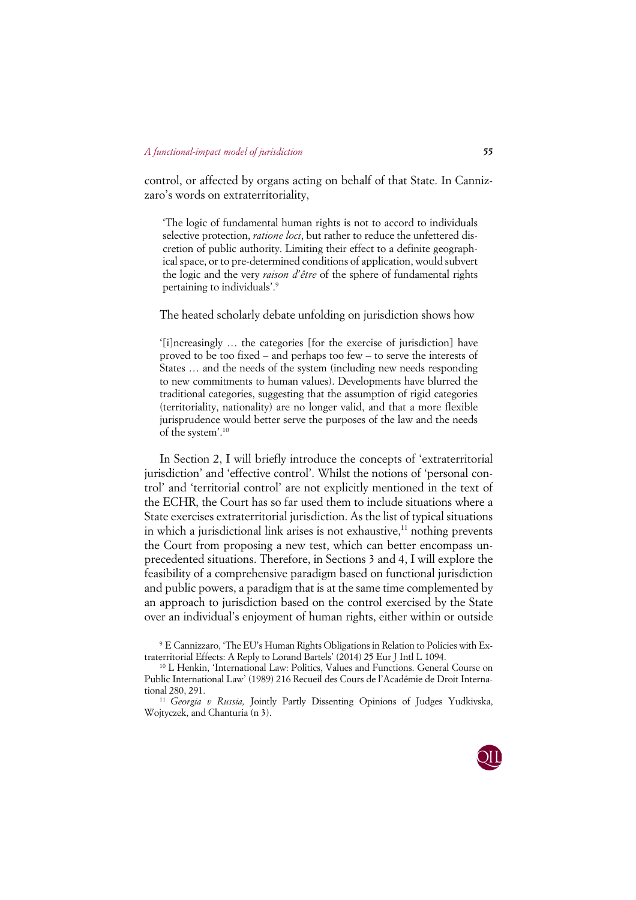control, or affected by organs acting on behalf of that State. In Cannizzaro's words on extraterritoriality,

> 'The logic of fundamental human rights is not to accord to individuals selective protection, *ratione loci*, but rather to reduce the unfettered discretion of public authority. Limiting their effect to a definite geographical space, or to pre-determined conditions of application, would subvert the logic and the very *raison d'être* of the sphere of fundamental rights pertaining to individuals'.[9]

The heated scholarly debate unfolding on jurisdiction shows how

> '[i]ncreasingly … the categories [for the exercise of jurisdiction] have proved to be too fixed – and perhaps too few – to serve the interests of States … and the needs of the system (including new needs responding to new commitments to human values). Developments have blurred the traditional categories, suggesting that the assumption of rigid categories (territoriality, nationality) are no longer valid, and that a more flexible jurisprudence would better serve the purposes of the law and the needs of the system'.[10]

In Section 2, I will briefly introduce the concepts of 'extraterritorial jurisdiction' and 'effective control'. Whilst the notions of 'personal control' and 'territorial control' are not explicitly mentioned in the text of the ECHR, the Court has so far used them to include situations where a State exercises extraterritorial jurisdiction. As the list of typical situations in which a jurisdictional link arises is not exhaustive,[11] nothing prevents the Court from proposing a new test, which can better encompass unprecedented situations. Therefore, in Sections 3 and 4, I will explore the feasibility of a comprehensive paradigm based on functional jurisdiction and public powers, a paradigm that is at the same time complemented by an approach to jurisdiction based on the control exercised by the State over an individual's enjoyment of human rights, either within or outside

---

[9] E Cannizzaro, 'The EU's Human Rights Obligations in Relation to Policies with Extraterritorial Effects: A Reply to Lorand Bartels' (2014) 25 Eur J Intl L 1094.

[10] L Henkin, 'International Law: Politics, Values and Functions. General Course on Public International Law' (1989) 216 Recueil des Cours de l'Académie de Droit International 280, 291.

[11] *Georgia v Russia,* Jointly Partly Dissenting Opinions of Judges Yudkivska, Wojtyczek, and Chanturia (n 3).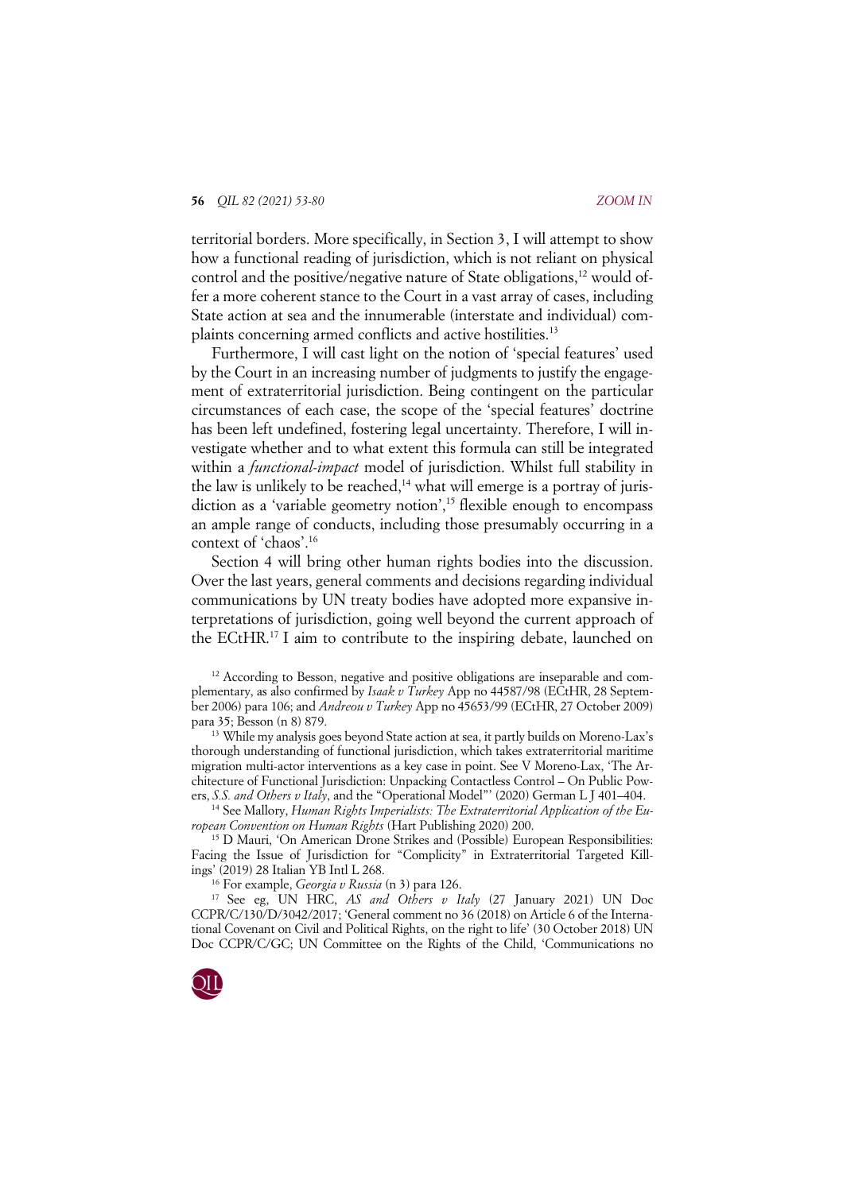territorial borders. More specifically, in Section 3, I will attempt to show how a functional reading of jurisdiction, which is not reliant on physical control and the positive/negative nature of State obligations,[12] would offer a more coherent stance to the Court in a vast array of cases, including State action at sea and the innumerable (interstate and individual) complaints concerning armed conflicts and active hostilities.[13]

Furthermore, I will cast light on the notion of 'special features' used by the Court in an increasing number of judgments to justify the engagement of extraterritorial jurisdiction. Being contingent on the particular circumstances of each case, the scope of the 'special features' doctrine has been left undefined, fostering legal uncertainty. Therefore, I will investigate whether and to what extent this formula can still be integrated within a *functional-impact* model of jurisdiction. Whilst full stability in the law is unlikely to be reached,[14] what will emerge is a portray of jurisdiction as a 'variable geometry notion',[15] flexible enough to encompass an ample range of conducts, including those presumably occurring in a context of 'chaos'.[16]

Section 4 will bring other human rights bodies into the discussion. Over the last years, general comments and decisions regarding individual communications by UN treaty bodies have adopted more expansive interpretations of jurisdiction, going well beyond the current approach of the ECtHR.[17] I aim to contribute to the inspiring debate, launched on

[12] According to Besson, negative and positive obligations are inseparable and complementary, as also confirmed by *Isaak v Turkey* App no 44587/98 (ECtHR, 28 September 2006) para 106; and *Andreou v Turkey* App no 45653/99 (ECtHR, 27 October 2009) para 35; Besson (n 8) 879.

[13] While my analysis goes beyond State action at sea, it partly builds on Moreno-Lax's thorough understanding of functional jurisdiction, which takes extraterritorial maritime migration multi-actor interventions as a key case in point. See V Moreno-Lax, 'The Architecture of Functional Jurisdiction: Unpacking Contactless Control – On Public Powers, *S.S. and Others v Italy*, and the "Operational Model"' (2020) German L J 401–404.

[14] See Mallory, *Human Rights Imperialists: The Extraterritorial Application of the European Convention on Human Rights* (Hart Publishing 2020) 200.

[15] D Mauri, 'On American Drone Strikes and (Possible) European Responsibilities: Facing the Issue of Jurisdiction for "Complicity" in Extraterritorial Targeted Killings' (2019) 28 Italian YB Intl L 268.

[16] For example, *Georgia v Russia* (n 3) para 126.

[17] See eg, UN HRC, *AS and Others v Italy* (27 January 2021) UN Doc CCPR/C/130/D/3042/2017; 'General comment no 36 (2018) on Article 6 of the International Covenant on Civil and Political Rights, on the right to life' (30 October 2018) UN Doc CCPR/C/GC; UN Committee on the Rights of the Child, 'Communications no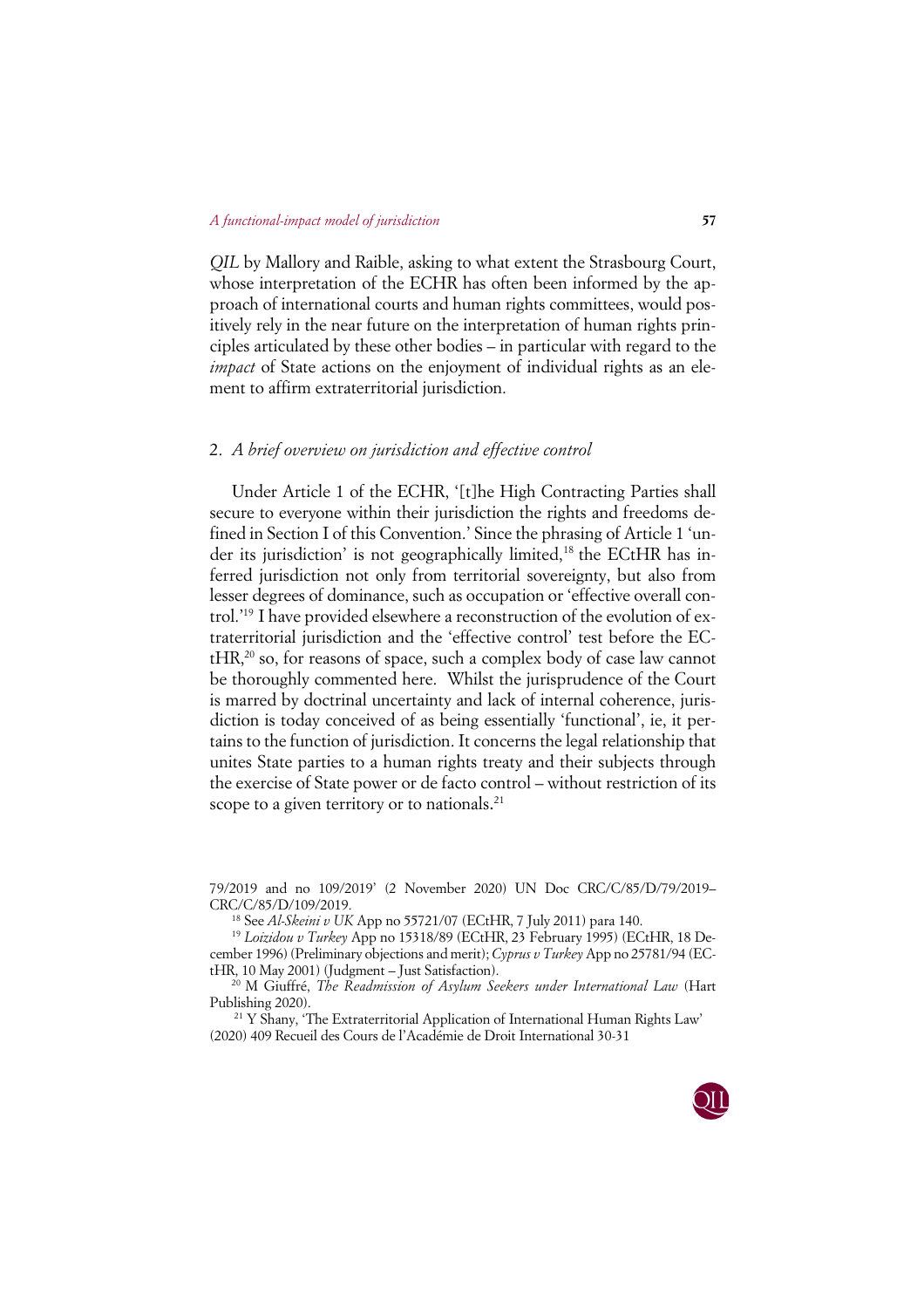*QIL* by Mallory and Raible, asking to what extent the Strasbourg Court, whose interpretation of the ECHR has often been informed by the approach of international courts and human rights committees, would positively rely in the near future on the interpretation of human rights principles articulated by these other bodies – in particular with regard to the *impact* of State actions on the enjoyment of individual rights as an element to affirm extraterritorial jurisdiction.

## 2. *A brief overview on jurisdiction and effective control*

Under Article 1 of the ECHR, '[t]he High Contracting Parties shall secure to everyone within their jurisdiction the rights and freedoms defined in Section I of this Convention.' Since the phrasing of Article 1 'under its jurisdiction' is not geographically limited,[18] the ECtHR has inferred jurisdiction not only from territorial sovereignty, but also from lesser degrees of dominance, such as occupation or 'effective overall control.'[19] I have provided elsewhere a reconstruction of the evolution of extraterritorial jurisdiction and the 'effective control' test before the ECtHR,[20] so, for reasons of space, such a complex body of case law cannot be thoroughly commented here. Whilst the jurisprudence of the Court is marred by doctrinal uncertainty and lack of internal coherence, jurisdiction is today conceived of as being essentially 'functional', ie, it pertains to the function of jurisdiction. It concerns the legal relationship that unites State parties to a human rights treaty and their subjects through the exercise of State power or de facto control – without restriction of its scope to a given territory or to nationals.[21]

---

79/2019 and no 109/2019' (2 November 2020) UN Doc CRC/C/85/D/79/2019–CRC/C/85/D/109/2019.

[18] See *Al-Skeini v UK* App no 55721/07 (ECtHR, 7 July 2011) para 140.

[19] *Loizidou v Turkey* App no 15318/89 (ECtHR, 23 February 1995) (ECtHR, 18 December 1996) (Preliminary objections and merit); *Cyprus v Turkey* App no 25781/94 (ECtHR, 10 May 2001) (Judgment – Just Satisfaction).

[20] M Giuffré, *The Readmission of Asylum Seekers under International Law* (Hart Publishing 2020).

[21] Y Shany, 'The Extraterritorial Application of International Human Rights Law' (2020) 409 Recueil des Cours de l'Académie de Droit International 30-31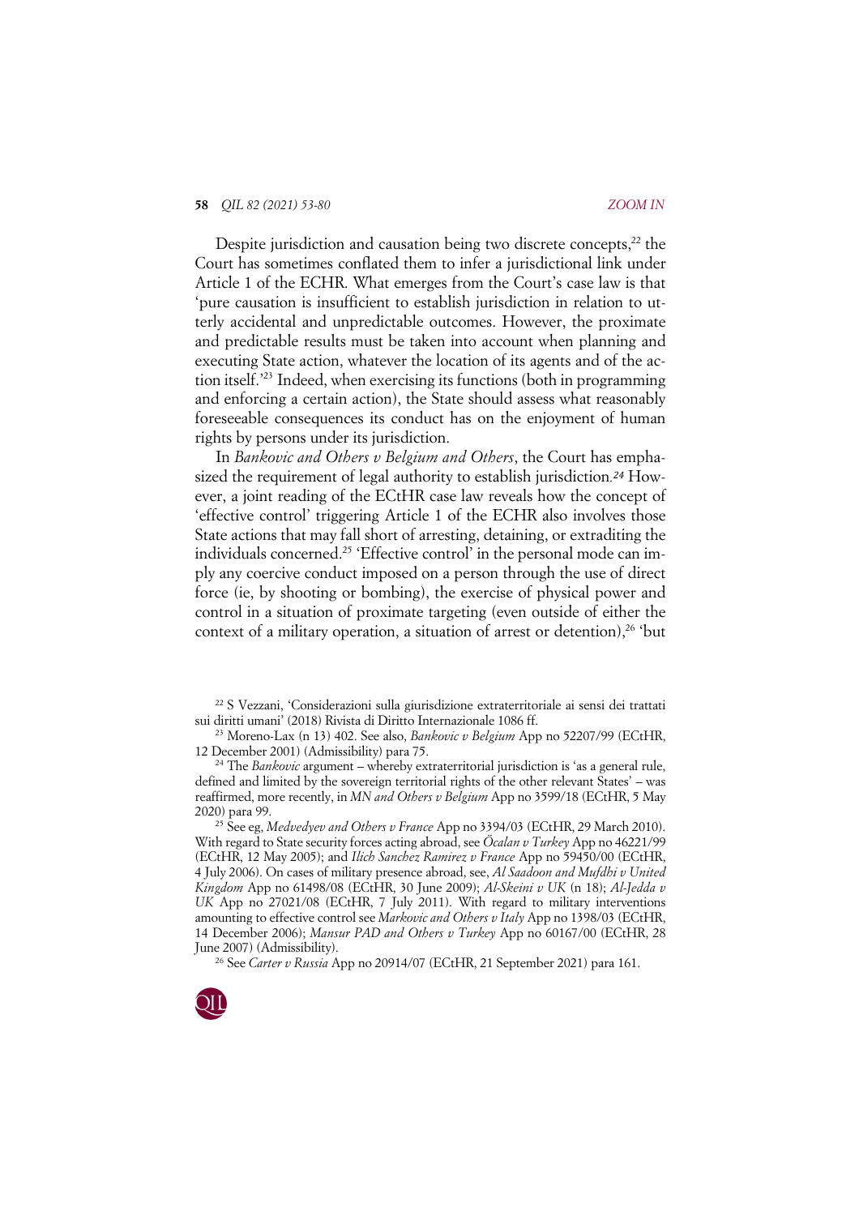Despite jurisdiction and causation being two discrete concepts,[22] the Court has sometimes conflated them to infer a jurisdictional link under Article 1 of the ECHR. What emerges from the Court's case law is that 'pure causation is insufficient to establish jurisdiction in relation to utterly accidental and unpredictable outcomes. However, the proximate and predictable results must be taken into account when planning and executing State action, whatever the location of its agents and of the action itself.'[23] Indeed, when exercising its functions (both in programming and enforcing a certain action), the State should assess what reasonably foreseeable consequences its conduct has on the enjoyment of human rights by persons under its jurisdiction.

In *Bankovic and Others v Belgium and Others*, the Court has emphasized the requirement of legal authority to establish jurisdiction.[24] However, a joint reading of the ECtHR case law reveals how the concept of 'effective control' triggering Article 1 of the ECHR also involves those State actions that may fall short of arresting, detaining, or extraditing the individuals concerned.[25] 'Effective control' in the personal mode can imply any coercive conduct imposed on a person through the use of direct force (ie, by shooting or bombing), the exercise of physical power and control in a situation of proximate targeting (even outside of either the context of a military operation, a situation of arrest or detention),[26] 'but

---

[22] S Vezzani, 'Considerazioni sulla giurisdizione extraterritoriale ai sensi dei trattati sui diritti umani' (2018) Rivista di Diritto Internazionale 1086 ff.

[23] Moreno-Lax (n 13) 402. See also, *Bankovic v Belgium* App no 52207/99 (ECtHR, 12 December 2001) (Admissibility) para 75.

[24] The *Bankovic* argument – whereby extraterritorial jurisdiction is 'as a general rule, defined and limited by the sovereign territorial rights of the other relevant States' – was reaffirmed, more recently, in *MN and Others v Belgium* App no 3599/18 (ECtHR, 5 May 2020) para 99.

[25] See eg, *Medvedyev and Others v France* App no 3394/03 (ECtHR, 29 March 2010). With regard to State security forces acting abroad, see *Öcalan v Turkey* App no 46221/99 (ECtHR, 12 May 2005); and *Ilich Sanchez Ramirez v France* App no 59450/00 (ECtHR, 4 July 2006). On cases of military presence abroad, see, *Al Saadoon and Mufdhi v United Kingdom* App no 61498/08 (ECtHR, 30 June 2009); *Al-Skeini v UK* (n 18); *Al-Jedda v UK* App no 27021/08 (ECtHR, 7 July 2011). With regard to military interventions amounting to effective control see *Markovic and Others v Italy* App no 1398/03 (ECtHR, 14 December 2006); *Mansur PAD and Others v Turkey* App no 60167/00 (ECtHR, 28 June 2007) (Admissibility).

[26] See *Carter v Russia* App no 20914/07 (ECtHR, 21 September 2021) para 161.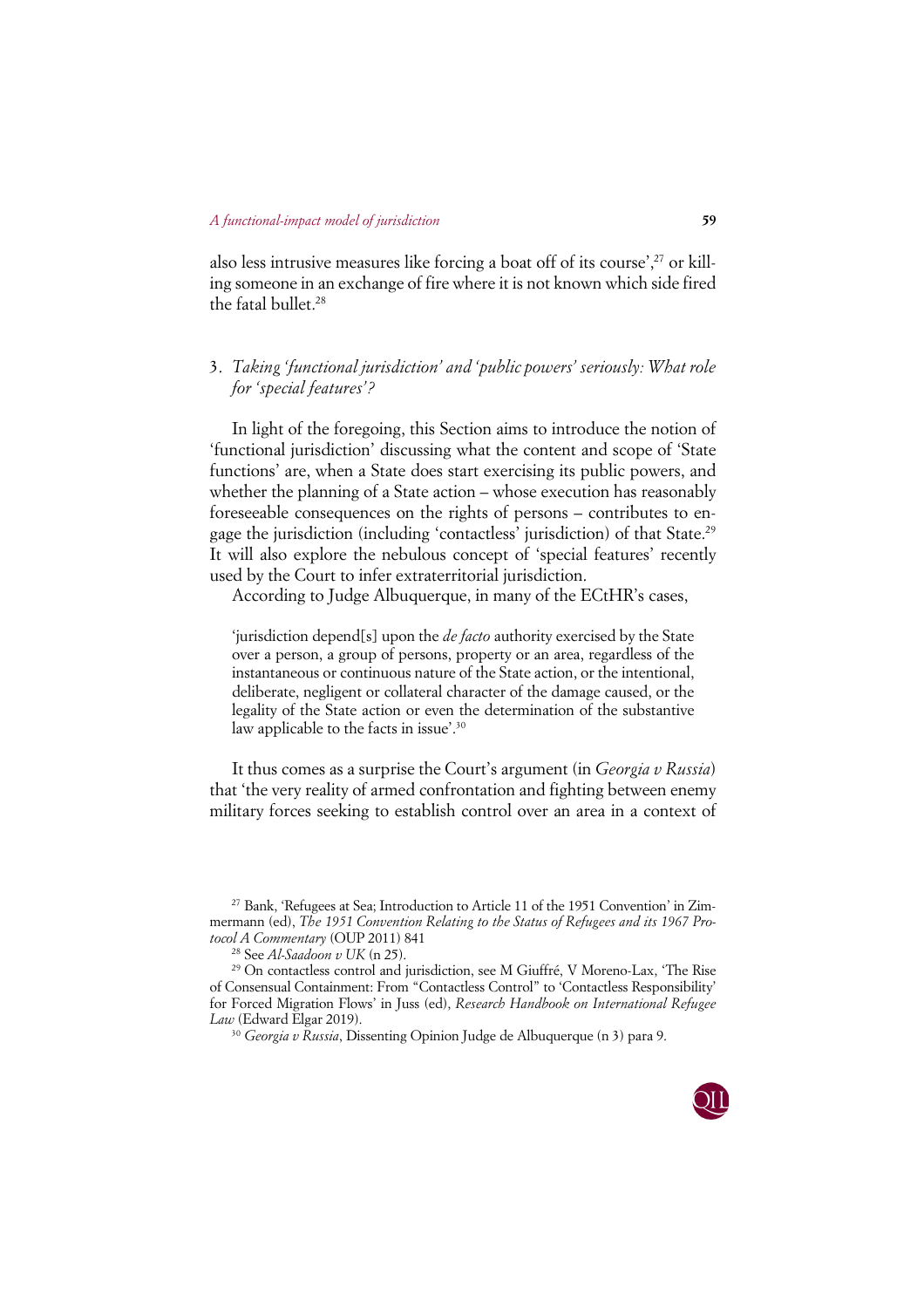also less intrusive measures like forcing a boat off of its course',[27] or killing someone in an exchange of fire where it is not known which side fired the fatal bullet.[28]

## 3. *Taking 'functional jurisdiction' and 'public powers' seriously: What role for 'special features'?*

In light of the foregoing, this Section aims to introduce the notion of 'functional jurisdiction' discussing what the content and scope of 'State functions' are, when a State does start exercising its public powers, and whether the planning of a State action – whose execution has reasonably foreseeable consequences on the rights of persons – contributes to engage the jurisdiction (including 'contactless' jurisdiction) of that State.[29] It will also explore the nebulous concept of 'special features' recently used by the Court to infer extraterritorial jurisdiction.

According to Judge Albuquerque, in many of the ECtHR's cases,

> 'jurisdiction depend[s] upon the *de facto* authority exercised by the State over a person, a group of persons, property or an area, regardless of the instantaneous or continuous nature of the State action, or the intentional, deliberate, negligent or collateral character of the damage caused, or the legality of the State action or even the determination of the substantive law applicable to the facts in issue'.[30]

It thus comes as a surprise the Court's argument (in *Georgia v Russia*) that 'the very reality of armed confrontation and fighting between enemy military forces seeking to establish control over an area in a context of

---

[27] Bank, 'Refugees at Sea; Introduction to Article 11 of the 1951 Convention' in Zimmermann (ed), *The 1951 Convention Relating to the Status of Refugees and its 1967 Protocol A Commentary* (OUP 2011) 841

[28] See *Al-Saadoon v UK* (n 25).

[29] On contactless control and jurisdiction, see M Giuffré, V Moreno-Lax, 'The Rise of Consensual Containment: From "Contactless Control" to 'Contactless Responsibility' for Forced Migration Flows' in Juss (ed), *Research Handbook on International Refugee Law* (Edward Elgar 2019).

[30] *Georgia v Russia*, Dissenting Opinion Judge de Albuquerque (n 3) para 9.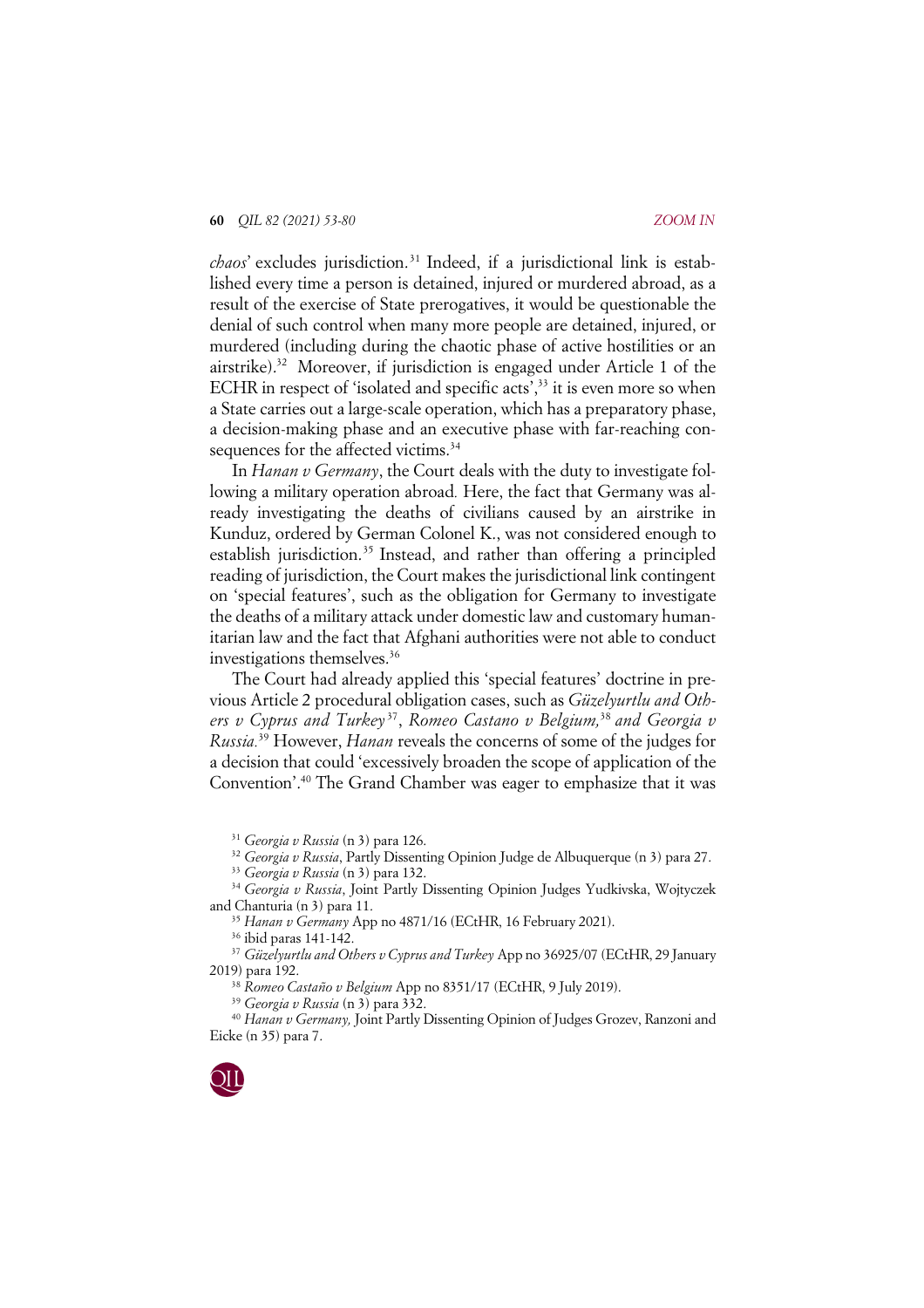*chaos*' excludes jurisdiction.[31] Indeed, if a jurisdictional link is established every time a person is detained, injured or murdered abroad, as a result of the exercise of State prerogatives, it would be questionable the denial of such control when many more people are detained, injured, or murdered (including during the chaotic phase of active hostilities or an airstrike).[32] Moreover, if jurisdiction is engaged under Article 1 of the ECHR in respect of 'isolated and specific acts',[33] it is even more so when a State carries out a large-scale operation, which has a preparatory phase, a decision-making phase and an executive phase with far-reaching consequences for the affected victims.[34]

In *Hanan v Germany*, the Court deals with the duty to investigate following a military operation abroad. Here, the fact that Germany was already investigating the deaths of civilians caused by an airstrike in Kunduz, ordered by German Colonel K., was not considered enough to establish jurisdiction.[35] Instead, and rather than offering a principled reading of jurisdiction, the Court makes the jurisdictional link contingent on 'special features', such as the obligation for Germany to investigate the deaths of a military attack under domestic law and customary humanitarian law and the fact that Afghani authorities were not able to conduct investigations themselves.[36]

The Court had already applied this 'special features' doctrine in previous Article 2 procedural obligation cases, such as *Güzelyurtlu and Others v Cyprus and Turkey*[37], *Romeo Castano v Belgium,*[38] *and Georgia v Russia.*[39] However, *Hanan* reveals the concerns of some of the judges for a decision that could 'excessively broaden the scope of application of the Convention'.[40] The Grand Chamber was eager to emphasize that it was

---

[31] *Georgia v Russia* (n 3) para 126.

[32] *Georgia v Russia*, Partly Dissenting Opinion Judge de Albuquerque (n 3) para 27.

[33] *Georgia v Russia* (n 3) para 132.

[34] *Georgia v Russia*, Joint Partly Dissenting Opinion Judges Yudkivska, Wojtyczek and Chanturia (n 3) para 11.

[35] *Hanan v Germany* App no 4871/16 (ECtHR, 16 February 2021).

[36] ibid paras 141-142.

[37] *Güzelyurtlu and Others v Cyprus and Turkey* App no 36925/07 (ECtHR, 29 January 2019) para 192.

[38] *Romeo Castaño v Belgium* App no 8351/17 (ECtHR, 9 July 2019).

[39] *Georgia v Russia* (n 3) para 332.

[40] *Hanan v Germany,* Joint Partly Dissenting Opinion of Judges Grozev, Ranzoni and Eicke (n 35) para 7.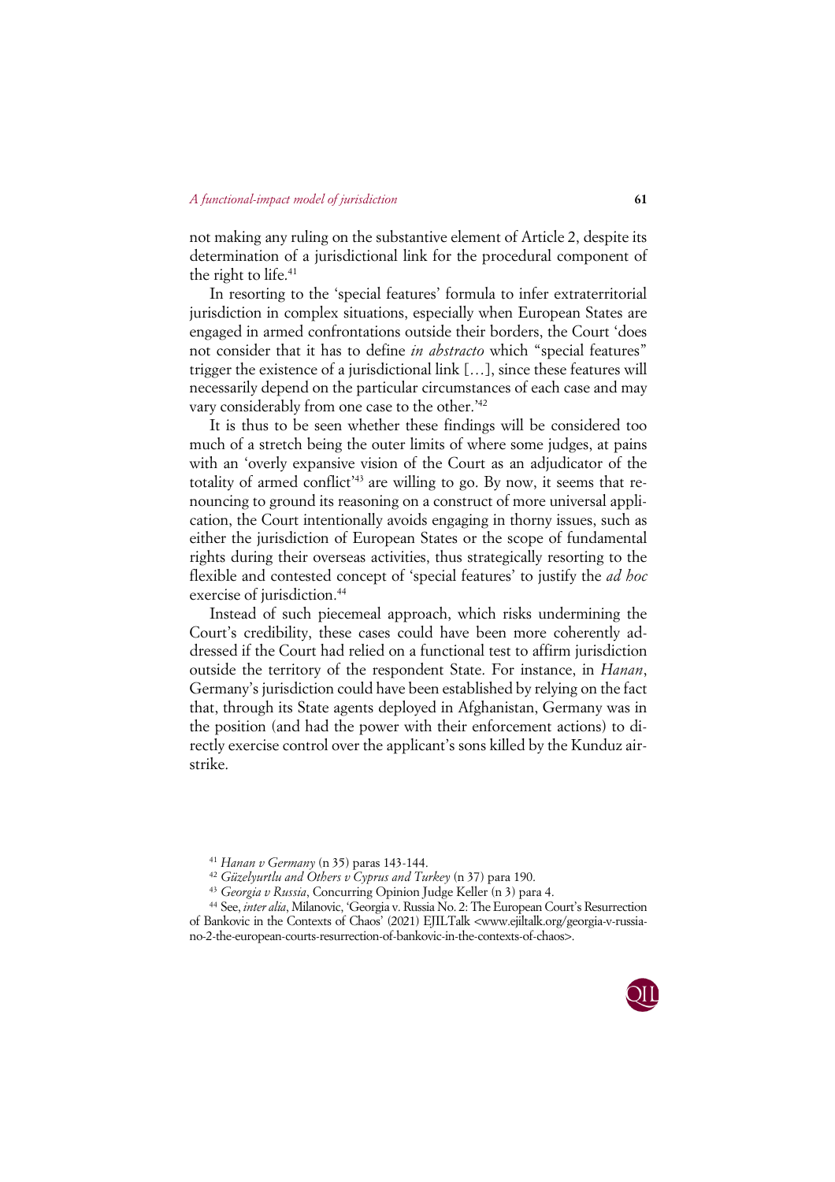not making any ruling on the substantive element of Article 2, despite its determination of a jurisdictional link for the procedural component of the right to life.[41]

In resorting to the 'special features' formula to infer extraterritorial jurisdiction in complex situations, especially when European States are engaged in armed confrontations outside their borders, the Court 'does not consider that it has to define *in abstracto* which "special features" trigger the existence of a jurisdictional link […], since these features will necessarily depend on the particular circumstances of each case and may vary considerably from one case to the other.'[42]

It is thus to be seen whether these findings will be considered too much of a stretch being the outer limits of where some judges, at pains with an 'overly expansive vision of the Court as an adjudicator of the totality of armed conflict'[43] are willing to go. By now, it seems that renouncing to ground its reasoning on a construct of more universal application, the Court intentionally avoids engaging in thorny issues, such as either the jurisdiction of European States or the scope of fundamental rights during their overseas activities, thus strategically resorting to the flexible and contested concept of 'special features' to justify the *ad hoc* exercise of jurisdiction.[44]

Instead of such piecemeal approach, which risks undermining the Court's credibility, these cases could have been more coherently addressed if the Court had relied on a functional test to affirm jurisdiction outside the territory of the respondent State. For instance, in *Hanan*, Germany's jurisdiction could have been established by relying on the fact that, through its State agents deployed in Afghanistan, Germany was in the position (and had the power with their enforcement actions) to directly exercise control over the applicant's sons killed by the Kunduz airstrike.

[41] *Hanan v Germany* (n 35) paras 143-144.

[42] *Güzelyurtlu and Others v Cyprus and Turkey* (n 37) para 190.

[43] *Georgia v Russia*, Concurring Opinion Judge Keller (n 3) para 4.

[44] See, *inter alia*, Milanovic, 'Georgia v. Russia No. 2: The European Court's Resurrection of Bankovic in the Contexts of Chaos' (2021) EJILTalk <www.ejiltalk.org/georgia-v-russia-no-2-the-european-courts-resurrection-of-bankovic-in-the-contexts-of-chaos>.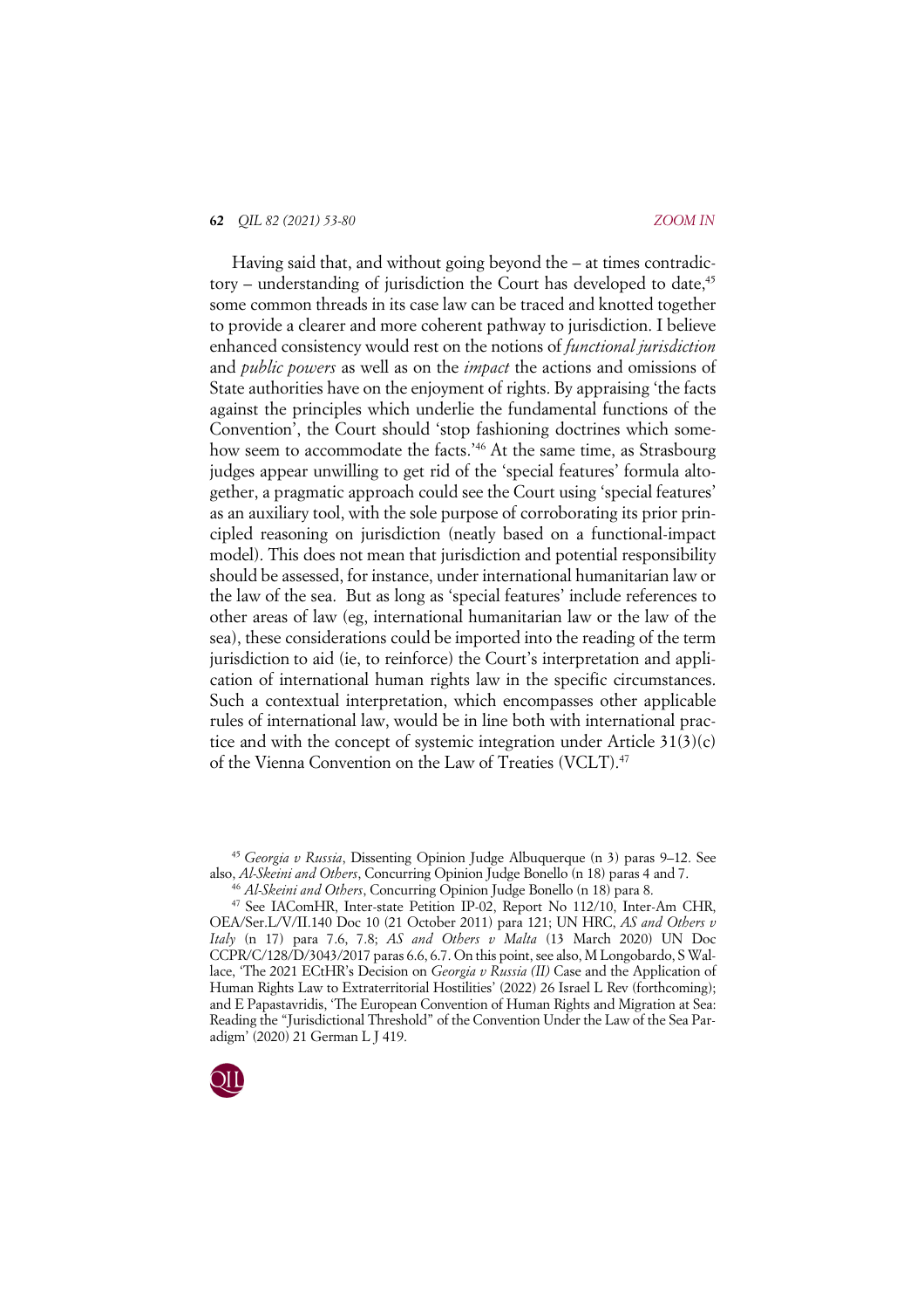Having said that, and without going beyond the – at times contradictory – understanding of jurisdiction the Court has developed to date,[45] some common threads in its case law can be traced and knotted together to provide a clearer and more coherent pathway to jurisdiction. I believe enhanced consistency would rest on the notions of *functional jurisdiction* and *public powers* as well as on the *impact* the actions and omissions of State authorities have on the enjoyment of rights. By appraising 'the facts against the principles which underlie the fundamental functions of the Convention', the Court should 'stop fashioning doctrines which somehow seem to accommodate the facts.'[46] At the same time, as Strasbourg judges appear unwilling to get rid of the 'special features' formula altogether, a pragmatic approach could see the Court using 'special features' as an auxiliary tool, with the sole purpose of corroborating its prior principled reasoning on jurisdiction (neatly based on a functional-impact model). This does not mean that jurisdiction and potential responsibility should be assessed, for instance, under international humanitarian law or the law of the sea. But as long as 'special features' include references to other areas of law (eg, international humanitarian law or the law of the sea), these considerations could be imported into the reading of the term jurisdiction to aid (ie, to reinforce) the Court's interpretation and application of international human rights law in the specific circumstances. Such a contextual interpretation, which encompasses other applicable rules of international law, would be in line both with international practice and with the concept of systemic integration under Article 31(3)(c) of the Vienna Convention on the Law of Treaties (VCLT).[47]

---

[45] *Georgia v Russia*, Dissenting Opinion Judge Albuquerque (n 3) paras 9–12. See also, *Al-Skeini and Others*, Concurring Opinion Judge Bonello (n 18) paras 4 and 7.

[46] *Al-Skeini and Others*, Concurring Opinion Judge Bonello (n 18) para 8.

[47] See IAComHR, Inter-state Petition IP-02, Report No 112/10, Inter-Am CHR, OEA/Ser.L/V/II.140 Doc 10 (21 October 2011) para 121; UN HRC, *AS and Others v Italy* (n 17) para 7.6, 7.8; *AS and Others v Malta* (13 March 2020) UN Doc CCPR/C/128/D/3043/2017 paras 6.6, 6.7. On this point, see also, M Longobardo, S Wallace, 'The 2021 ECtHR's Decision on *Georgia v Russia (II)* Case and the Application of Human Rights Law to Extraterritorial Hostilities' (2022) 26 Israel L Rev (forthcoming); and E Papastavridis, 'The European Convention of Human Rights and Migration at Sea: Reading the "Jurisdictional Threshold" of the Convention Under the Law of the Sea Paradigm' (2020) 21 German L J 419.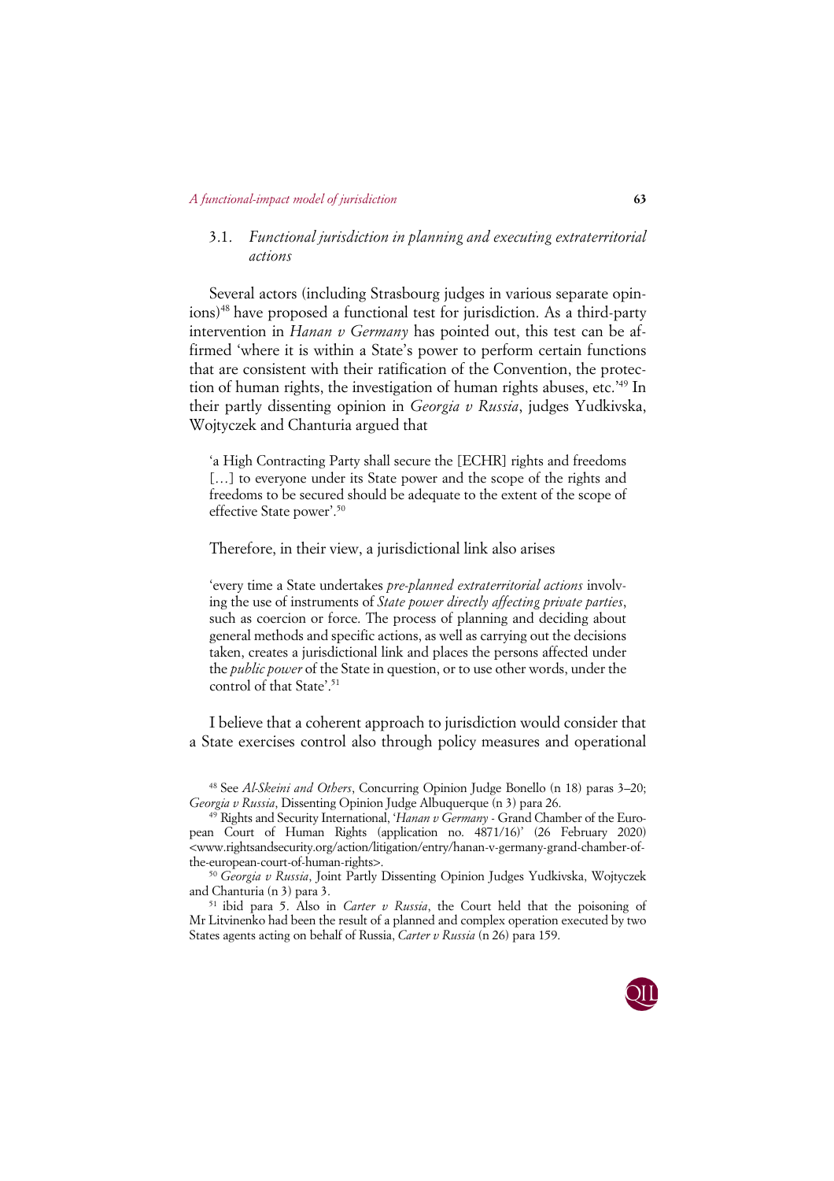### 3.1. *Functional jurisdiction in planning and executing extraterritorial actions*

Several actors (including Strasbourg judges in various separate opinions)[48] have proposed a functional test for jurisdiction. As a third-party intervention in *Hanan v Germany* has pointed out, this test can be affirmed 'where it is within a State's power to perform certain functions that are consistent with their ratification of the Convention, the protection of human rights, the investigation of human rights abuses, etc.'[49] In their partly dissenting opinion in *Georgia v Russia*, judges Yudkivska, Wojtyczek and Chanturia argued that

> 'a High Contracting Party shall secure the [ECHR] rights and freedoms [...] to everyone under its State power and the scope of the rights and freedoms to be secured should be adequate to the extent of the scope of effective State power'.[50]

Therefore, in their view, a jurisdictional link also arises

> 'every time a State undertakes *pre-planned extraterritorial actions* involving the use of instruments of *State power directly affecting private parties*, such as coercion or force. The process of planning and deciding about general methods and specific actions, as well as carrying out the decisions taken, creates a jurisdictional link and places the persons affected under the *public power* of the State in question, or to use other words, under the control of that State'.[51]

I believe that a coherent approach to jurisdiction would consider that a State exercises control also through policy measures and operational

---

[48] See *Al-Skeini and Others*, Concurring Opinion Judge Bonello (n 18) paras 3–20; *Georgia v Russia*, Dissenting Opinion Judge Albuquerque (n 3) para 26.

[49] Rights and Security International, '*Hanan v Germany* - Grand Chamber of the European Court of Human Rights (application no. 4871/16)' (26 February 2020) <www.rightsandsecurity.org/action/litigation/entry/hanan-v-germany-grand-chamber-of-the-european-court-of-human-rights>.

[50] *Georgia v Russia*, Joint Partly Dissenting Opinion Judges Yudkivska, Wojtyczek and Chanturia (n 3) para 3.

[51] ibid para 5. Also in *Carter v Russia*, the Court held that the poisoning of Mr Litvinenko had been the result of a planned and complex operation executed by two States agents acting on behalf of Russia, *Carter v Russia* (n 26) para 159.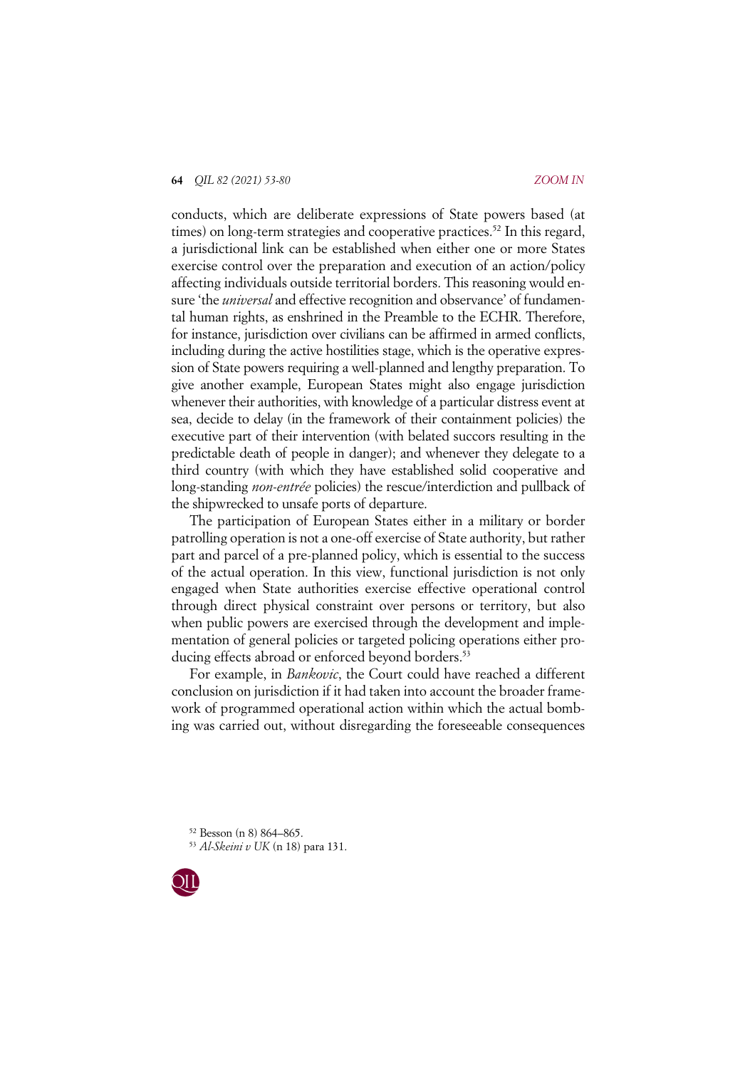conducts, which are deliberate expressions of State powers based (at times) on long-term strategies and cooperative practices.[52] In this regard, a jurisdictional link can be established when either one or more States exercise control over the preparation and execution of an action/policy affecting individuals outside territorial borders. This reasoning would ensure 'the *universal* and effective recognition and observance' of fundamental human rights, as enshrined in the Preamble to the ECHR. Therefore, for instance, jurisdiction over civilians can be affirmed in armed conflicts, including during the active hostilities stage, which is the operative expression of State powers requiring a well-planned and lengthy preparation. To give another example, European States might also engage jurisdiction whenever their authorities, with knowledge of a particular distress event at sea, decide to delay (in the framework of their containment policies) the executive part of their intervention (with belated succors resulting in the predictable death of people in danger); and whenever they delegate to a third country (with which they have established solid cooperative and long-standing *non-entrée* policies) the rescue/interdiction and pullback of the shipwrecked to unsafe ports of departure.

The participation of European States either in a military or border patrolling operation is not a one-off exercise of State authority, but rather part and parcel of a pre-planned policy, which is essential to the success of the actual operation. In this view, functional jurisdiction is not only engaged when State authorities exercise effective operational control through direct physical constraint over persons or territory, but also when public powers are exercised through the development and implementation of general policies or targeted policing operations either producing effects abroad or enforced beyond borders.[53]

For example, in *Bankovic*, the Court could have reached a different conclusion on jurisdiction if it had taken into account the broader framework of programmed operational action within which the actual bombing was carried out, without disregarding the foreseeable consequences

[52] Besson (n 8) 864–865.

[53] *Al-Skeini v UK* (n 18) para 131.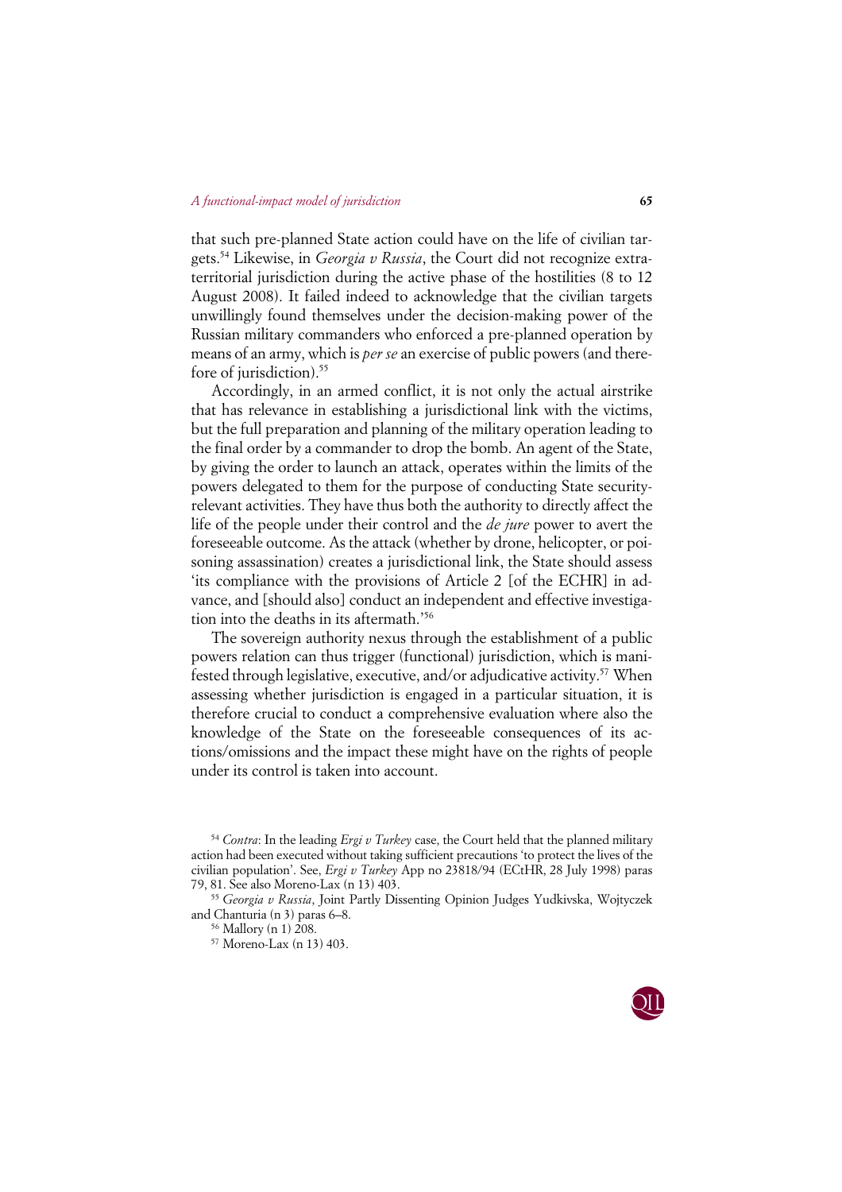that such pre-planned State action could have on the life of civilian targets.[54] Likewise, in *Georgia v Russia*, the Court did not recognize extraterritorial jurisdiction during the active phase of the hostilities (8 to 12 August 2008). It failed indeed to acknowledge that the civilian targets unwillingly found themselves under the decision-making power of the Russian military commanders who enforced a pre-planned operation by means of an army, which is *per se* an exercise of public powers (and therefore of jurisdiction).[55]

Accordingly, in an armed conflict, it is not only the actual airstrike that has relevance in establishing a jurisdictional link with the victims, but the full preparation and planning of the military operation leading to the final order by a commander to drop the bomb. An agent of the State, by giving the order to launch an attack, operates within the limits of the powers delegated to them for the purpose of conducting State security-relevant activities. They have thus both the authority to directly affect the life of the people under their control and the *de jure* power to avert the foreseeable outcome. As the attack (whether by drone, helicopter, or poisoning assassination) creates a jurisdictional link, the State should assess 'its compliance with the provisions of Article 2 [of the ECHR] in advance, and [should also] conduct an independent and effective investigation into the deaths in its aftermath.'[56]

The sovereign authority nexus through the establishment of a public powers relation can thus trigger (functional) jurisdiction, which is manifested through legislative, executive, and/or adjudicative activity.[57] When assessing whether jurisdiction is engaged in a particular situation, it is therefore crucial to conduct a comprehensive evaluation where also the knowledge of the State on the foreseeable consequences of its actions/omissions and the impact these might have on the rights of people under its control is taken into account.

---

[54] *Contra*: In the leading *Ergi v Turkey* case, the Court held that the planned military action had been executed without taking sufficient precautions 'to protect the lives of the civilian population'. See, *Ergi v Turkey* App no 23818/94 (ECtHR, 28 July 1998) paras 79, 81. See also Moreno-Lax (n 13) 403.

[55] *Georgia v Russia*, Joint Partly Dissenting Opinion Judges Yudkivska, Wojtyczek and Chanturia (n 3) paras 6–8.

[56] Mallory (n 1) 208.

[57] Moreno-Lax (n 13) 403.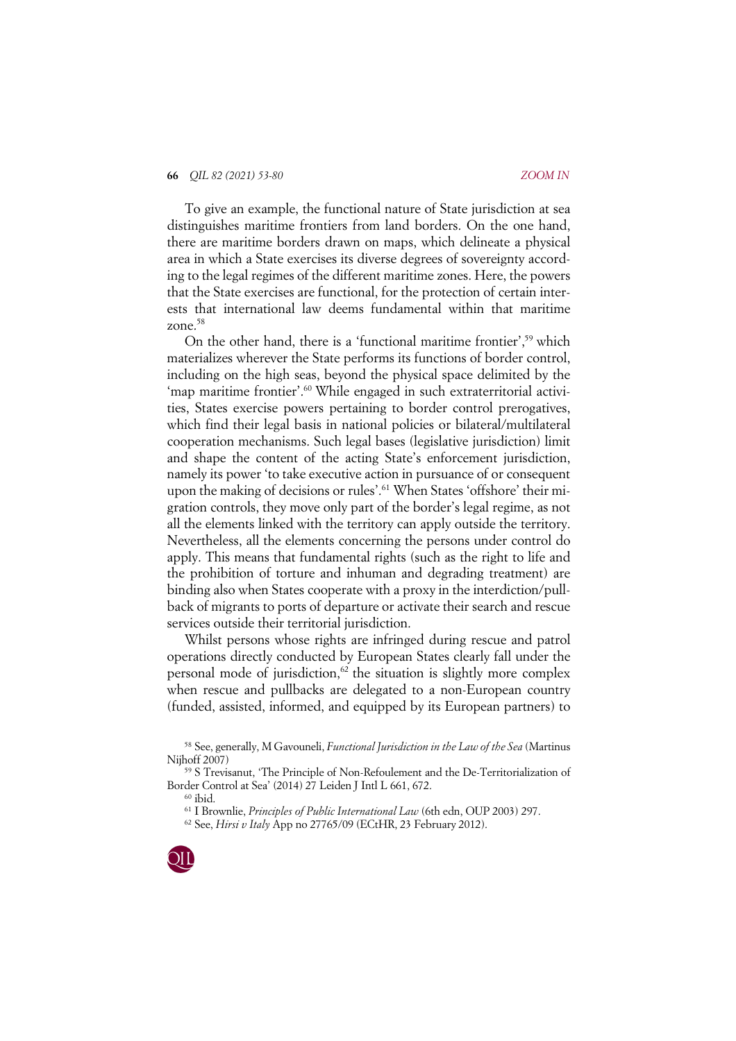To give an example, the functional nature of State jurisdiction at sea distinguishes maritime frontiers from land borders. On the one hand, there are maritime borders drawn on maps, which delineate a physical area in which a State exercises its diverse degrees of sovereignty according to the legal regimes of the different maritime zones. Here, the powers that the State exercises are functional, for the protection of certain interests that international law deems fundamental within that maritime zone.[58]

On the other hand, there is a 'functional maritime frontier',[59] which materializes wherever the State performs its functions of border control, including on the high seas, beyond the physical space delimited by the 'map maritime frontier'.[60] While engaged in such extraterritorial activities, States exercise powers pertaining to border control prerogatives, which find their legal basis in national policies or bilateral/multilateral cooperation mechanisms. Such legal bases (legislative jurisdiction) limit and shape the content of the acting State's enforcement jurisdiction, namely its power 'to take executive action in pursuance of or consequent upon the making of decisions or rules'.[61] When States 'offshore' their migration controls, they move only part of the border's legal regime, as not all the elements linked with the territory can apply outside the territory. Nevertheless, all the elements concerning the persons under control do apply. This means that fundamental rights (such as the right to life and the prohibition of torture and inhuman and degrading treatment) are binding also when States cooperate with a proxy in the interdiction/pullback of migrants to ports of departure or activate their search and rescue services outside their territorial jurisdiction.

Whilst persons whose rights are infringed during rescue and patrol operations directly conducted by European States clearly fall under the personal mode of jurisdiction,[62] the situation is slightly more complex when rescue and pullbacks are delegated to a non-European country (funded, assisted, informed, and equipped by its European partners) to

---

[58] See, generally, M Gavouneli, *Functional Jurisdiction in the Law of the Sea* (Martinus Nijhoff 2007)

[59] S Trevisanut, 'The Principle of Non-Refoulement and the De-Territorialization of Border Control at Sea' (2014) 27 Leiden J Intl L 661, 672.

[60] ibid.

[61] I Brownlie, *Principles of Public International Law* (6th edn, OUP 2003) 297.

[62] See, *Hirsi v Italy* App no 27765/09 (ECtHR, 23 February 2012).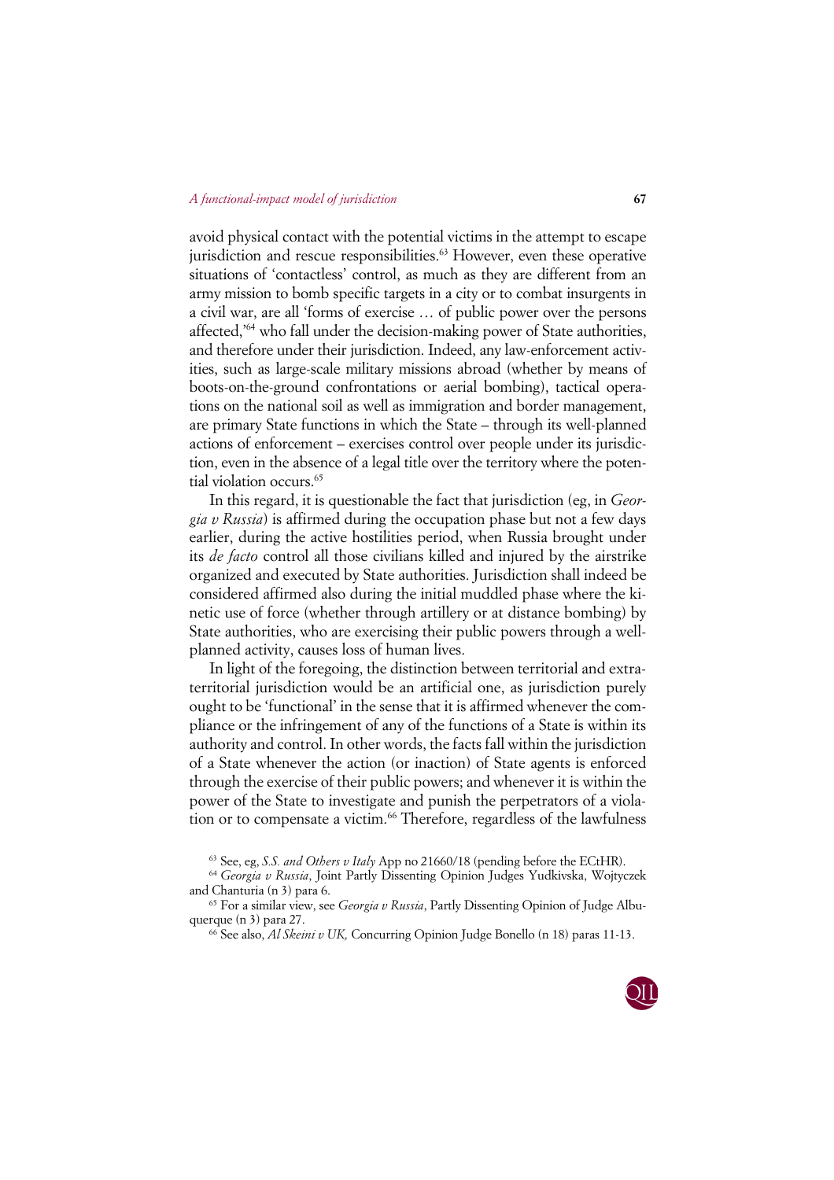avoid physical contact with the potential victims in the attempt to escape jurisdiction and rescue responsibilities.[63] However, even these operative situations of 'contactless' control, as much as they are different from an army mission to bomb specific targets in a city or to combat insurgents in a civil war, are all 'forms of exercise … of public power over the persons affected,'[64] who fall under the decision-making power of State authorities, and therefore under their jurisdiction. Indeed, any law-enforcement activities, such as large-scale military missions abroad (whether by means of boots-on-the-ground confrontations or aerial bombing), tactical operations on the national soil as well as immigration and border management, are primary State functions in which the State – through its well-planned actions of enforcement – exercises control over people under its jurisdiction, even in the absence of a legal title over the territory where the potential violation occurs.[65]

In this regard, it is questionable the fact that jurisdiction (eg, in *Georgia v Russia*) is affirmed during the occupation phase but not a few days earlier, during the active hostilities period, when Russia brought under its *de facto* control all those civilians killed and injured by the airstrike organized and executed by State authorities. Jurisdiction shall indeed be considered affirmed also during the initial muddled phase where the kinetic use of force (whether through artillery or at distance bombing) by State authorities, who are exercising their public powers through a well-planned activity, causes loss of human lives.

In light of the foregoing, the distinction between territorial and extraterritorial jurisdiction would be an artificial one, as jurisdiction purely ought to be 'functional' in the sense that it is affirmed whenever the compliance or the infringement of any of the functions of a State is within its authority and control. In other words, the facts fall within the jurisdiction of a State whenever the action (or inaction) of State agents is enforced through the exercise of their public powers; and whenever it is within the power of the State to investigate and punish the perpetrators of a violation or to compensate a victim.[66] Therefore, regardless of the lawfulness

---

[63] See, eg, *S.S. and Others v Italy* App no 21660/18 (pending before the ECtHR).

[64] *Georgia v Russia*, Joint Partly Dissenting Opinion Judges Yudkivska, Wojtyczek and Chanturia (n 3) para 6.

[65] For a similar view, see *Georgia v Russia*, Partly Dissenting Opinion of Judge Albuquerque (n 3) para 27.

[66] See also, *Al Skeini v UK,* Concurring Opinion Judge Bonello (n 18) paras 11-13.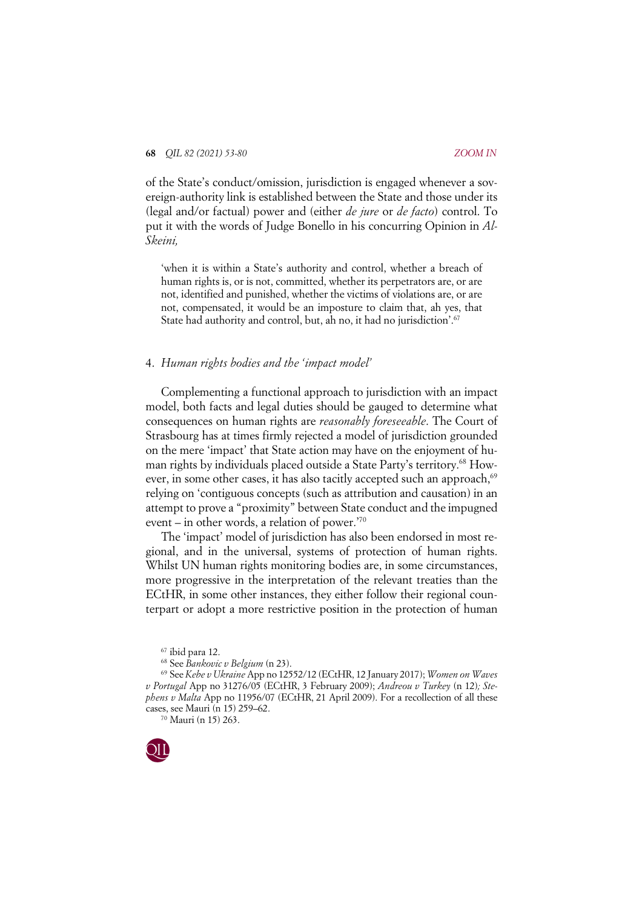of the State's conduct/omission, jurisdiction is engaged whenever a sovereign-authority link is established between the State and those under its (legal and/or factual) power and (either *de jure* or *de facto*) control. To put it with the words of Judge Bonello in his concurring Opinion in *Al-Skeini,*

> 'when it is within a State's authority and control, whether a breach of human rights is, or is not, committed, whether its perpetrators are, or are not, identified and punished, whether the victims of violations are, or are not, compensated, it would be an imposture to claim that, ah yes, that State had authority and control, but, ah no, it had no jurisdiction'.[67]

## 4. *Human rights bodies and the 'impact model'*

Complementing a functional approach to jurisdiction with an impact model, both facts and legal duties should be gauged to determine what consequences on human rights are *reasonably foreseeable*. The Court of Strasbourg has at times firmly rejected a model of jurisdiction grounded on the mere 'impact' that State action may have on the enjoyment of human rights by individuals placed outside a State Party's territory.[68] However, in some other cases, it has also tacitly accepted such an approach,[69] relying on 'contiguous concepts (such as attribution and causation) in an attempt to prove a "proximity" between State conduct and the impugned event – in other words, a relation of power.'[70]

The 'impact' model of jurisdiction has also been endorsed in most regional, and in the universal, systems of protection of human rights. Whilst UN human rights monitoring bodies are, in some circumstances, more progressive in the interpretation of the relevant treaties than the ECtHR, in some other instances, they either follow their regional counterpart or adopt a more restrictive position in the protection of human

[67] ibid para 12.

[68] See *Bankovic v Belgium* (n 23).

[69] See *Kebe v Ukraine* App no 12552/12 (ECtHR, 12 January 2017); *Women on Waves v Portugal* App no 31276/05 (ECtHR, 3 February 2009); *Andreou v Turkey* (n 12)*; Stephens v Malta* App no 11956/07 (ECtHR, 21 April 2009). For a recollection of all these cases, see Mauri (n 15) 259–62.

[70] Mauri (n 15) 263.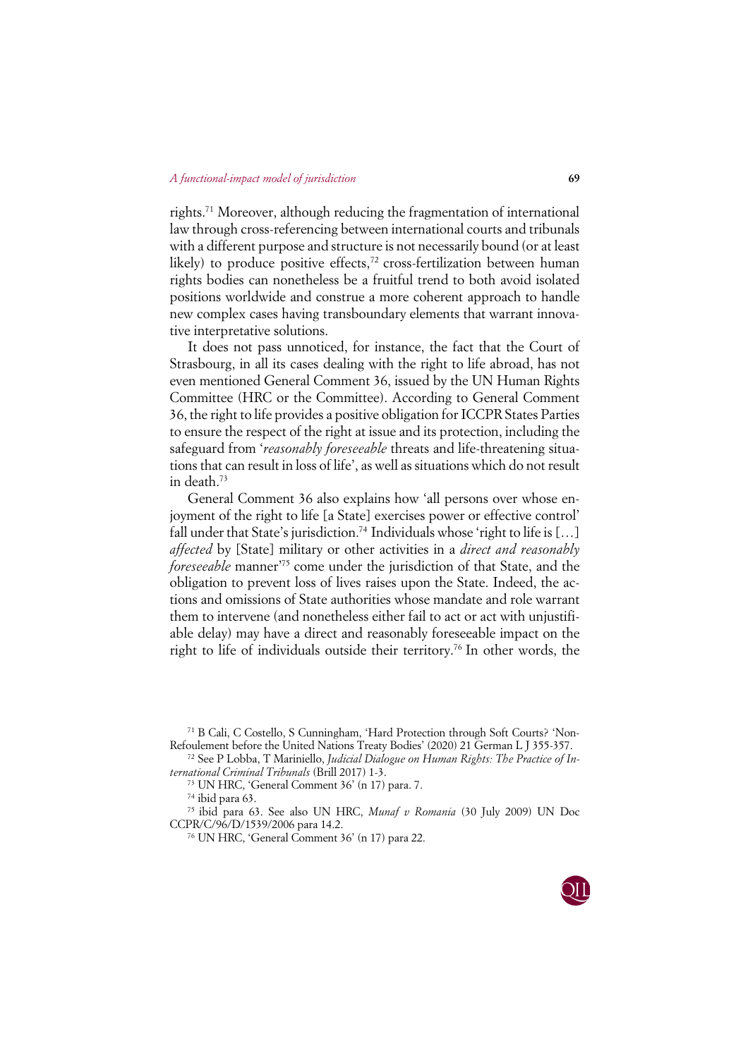rights.[71] Moreover, although reducing the fragmentation of international law through cross-referencing between international courts and tribunals with a different purpose and structure is not necessarily bound (or at least likely) to produce positive effects,[72] cross-fertilization between human rights bodies can nonetheless be a fruitful trend to both avoid isolated positions worldwide and construe a more coherent approach to handle new complex cases having transboundary elements that warrant innovative interpretative solutions.

It does not pass unnoticed, for instance, the fact that the Court of Strasbourg, in all its cases dealing with the right to life abroad, has not even mentioned General Comment 36, issued by the UN Human Rights Committee (HRC or the Committee). According to General Comment 36, the right to life provides a positive obligation for ICCPR States Parties to ensure the respect of the right at issue and its protection, including the safeguard from '*reasonably foreseeable* threats and life-threatening situations that can result in loss of life', as well as situations which do not result in death.[73]

General Comment 36 also explains how 'all persons over whose enjoyment of the right to life [a State] exercises power or effective control' fall under that State's jurisdiction.[74] Individuals whose 'right to life is […] *affected* by [State] military or other activities in a *direct and reasonably foreseeable* manner'[75] come under the jurisdiction of that State, and the obligation to prevent loss of lives raises upon the State. Indeed, the actions and omissions of State authorities whose mandate and role warrant them to intervene (and nonetheless either fail to act or act with unjustifiable delay) may have a direct and reasonably foreseeable impact on the right to life of individuals outside their territory.[76] In other words, the

[71] B Cali, C Costello, S Cunningham, 'Hard Protection through Soft Courts? 'Non-Refoulement before the United Nations Treaty Bodies' (2020) 21 German L J 355-357.

[72] See P Lobba, T Mariniello, *Judicial Dialogue on Human Rights: The Practice of International Criminal Tribunals* (Brill 2017) 1-3.

[73] UN HRC, 'General Comment 36' (n 17) para. 7.

[74] ibid para 63.

[75] ibid para 63. See also UN HRC, *Munaf v Romania* (30 July 2009) UN Doc CCPR/C/96/D/1539/2006 para 14.2.

[76] UN HRC, 'General Comment 36' (n 17) para 22.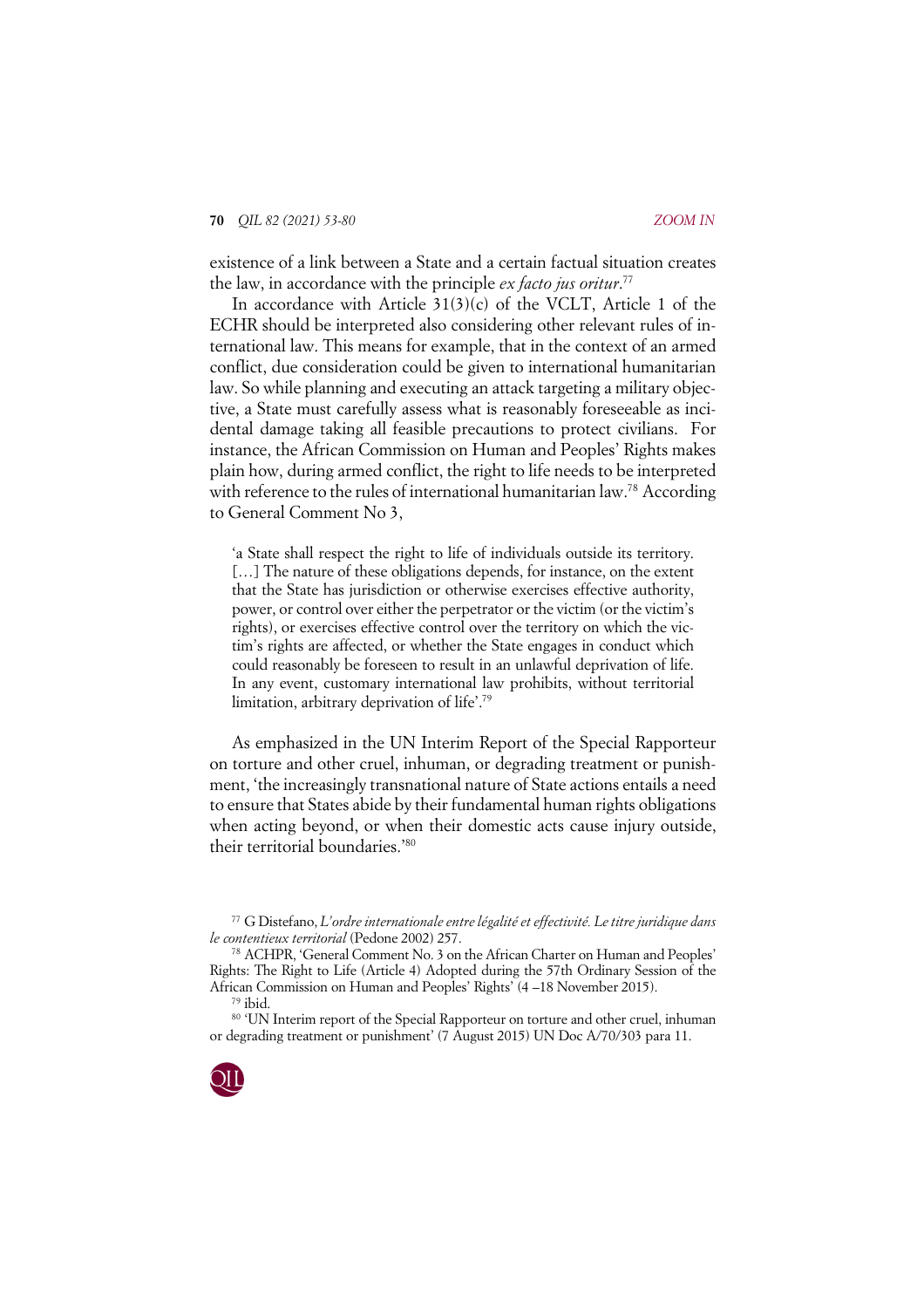existence of a link between a State and a certain factual situation creates the law, in accordance with the principle *ex facto jus oritur*.[77]

In accordance with Article 31(3)(c) of the VCLT, Article 1 of the ECHR should be interpreted also considering other relevant rules of international law. This means for example, that in the context of an armed conflict, due consideration could be given to international humanitarian law. So while planning and executing an attack targeting a military objective, a State must carefully assess what is reasonably foreseeable as incidental damage taking all feasible precautions to protect civilians. For instance, the African Commission on Human and Peoples' Rights makes plain how, during armed conflict, the right to life needs to be interpreted with reference to the rules of international humanitarian law.[78] According to General Comment No 3,

> 'a State shall respect the right to life of individuals outside its territory. […] The nature of these obligations depends, for instance, on the extent that the State has jurisdiction or otherwise exercises effective authority, power, or control over either the perpetrator or the victim (or the victim's rights), or exercises effective control over the territory on which the victim's rights are affected, or whether the State engages in conduct which could reasonably be foreseen to result in an unlawful deprivation of life. In any event, customary international law prohibits, without territorial limitation, arbitrary deprivation of life'.[79]

As emphasized in the UN Interim Report of the Special Rapporteur on torture and other cruel, inhuman, or degrading treatment or punishment, 'the increasingly transnational nature of State actions entails a need to ensure that States abide by their fundamental human rights obligations when acting beyond, or when their domestic acts cause injury outside, their territorial boundaries.'[80]

---

[77] G Distefano, *L'ordre internationale entre légalité et effectivité. Le titre juridique dans le contentieux territorial* (Pedone 2002) 257.

[78] ACHPR, 'General Comment No. 3 on the African Charter on Human and Peoples' Rights: The Right to Life (Article 4) Adopted during the 57th Ordinary Session of the African Commission on Human and Peoples' Rights' (4 –18 November 2015).

[79] ibid.

[80] 'UN Interim report of the Special Rapporteur on torture and other cruel, inhuman or degrading treatment or punishment' (7 August 2015) UN Doc A/70/303 para 11.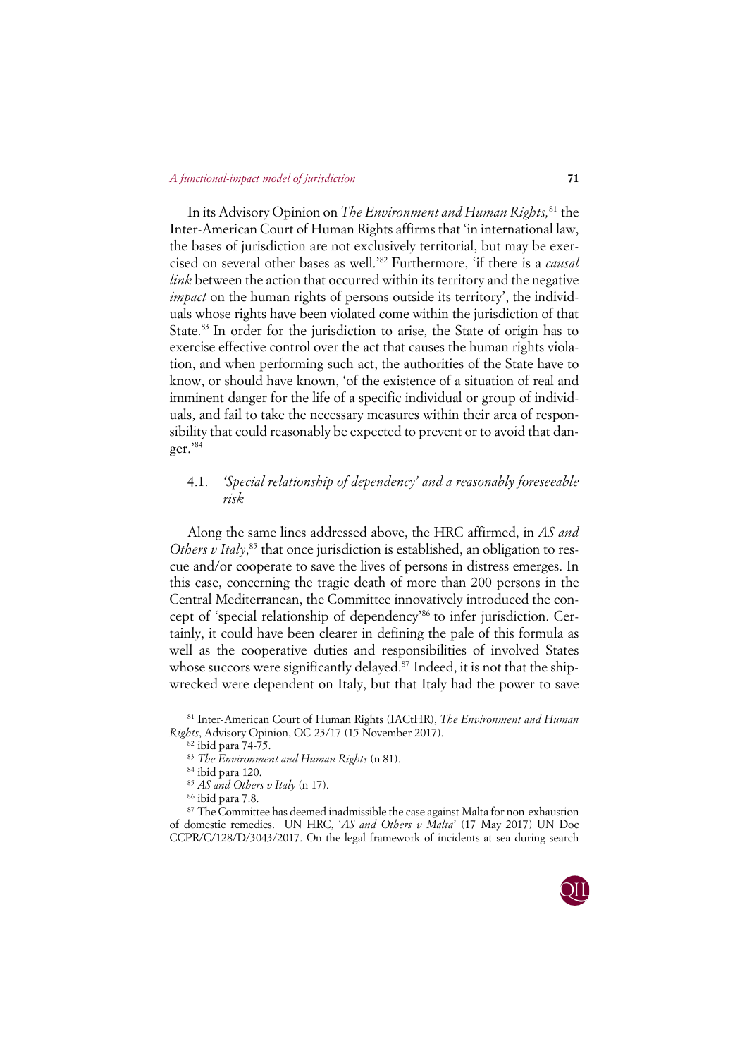In its Advisory Opinion on *The Environment and Human Rights,*[81] the Inter-American Court of Human Rights affirms that 'in international law, the bases of jurisdiction are not exclusively territorial, but may be exercised on several other bases as well.'[82] Furthermore, 'if there is a *causal link* between the action that occurred within its territory and the negative *impact* on the human rights of persons outside its territory', the individuals whose rights have been violated come within the jurisdiction of that State.[83] In order for the jurisdiction to arise, the State of origin has to exercise effective control over the act that causes the human rights violation, and when performing such act, the authorities of the State have to know, or should have known, 'of the existence of a situation of real and imminent danger for the life of a specific individual or group of individuals, and fail to take the necessary measures within their area of responsibility that could reasonably be expected to prevent or to avoid that danger.'[84]

### 4.1. *'Special relationship of dependency' and a reasonably foreseeable risk*

Along the same lines addressed above, the HRC affirmed, in *AS and Others v Italy*,[85] that once jurisdiction is established, an obligation to rescue and/or cooperate to save the lives of persons in distress emerges. In this case, concerning the tragic death of more than 200 persons in the Central Mediterranean, the Committee innovatively introduced the concept of 'special relationship of dependency'[86] to infer jurisdiction. Certainly, it could have been clearer in defining the pale of this formula as well as the cooperative duties and responsibilities of involved States whose succors were significantly delayed.[87] Indeed, it is not that the shipwrecked were dependent on Italy, but that Italy had the power to save

[81] Inter-American Court of Human Rights (IACtHR), *The Environment and Human Rights*, Advisory Opinion, OC-23/17 (15 November 2017).

[82] ibid para 74-75.

[83] *The Environment and Human Rights* (n 81).

[84] ibid para 120.

[85] *AS and Others v Italy* (n 17).

[86] ibid para 7.8.

[87] The Committee has deemed inadmissible the case against Malta for non-exhaustion of domestic remedies. UN HRC, '*AS and Others v Malta*' (17 May 2017) UN Doc CCPR/C/128/D/3043/2017. On the legal framework of incidents at sea during search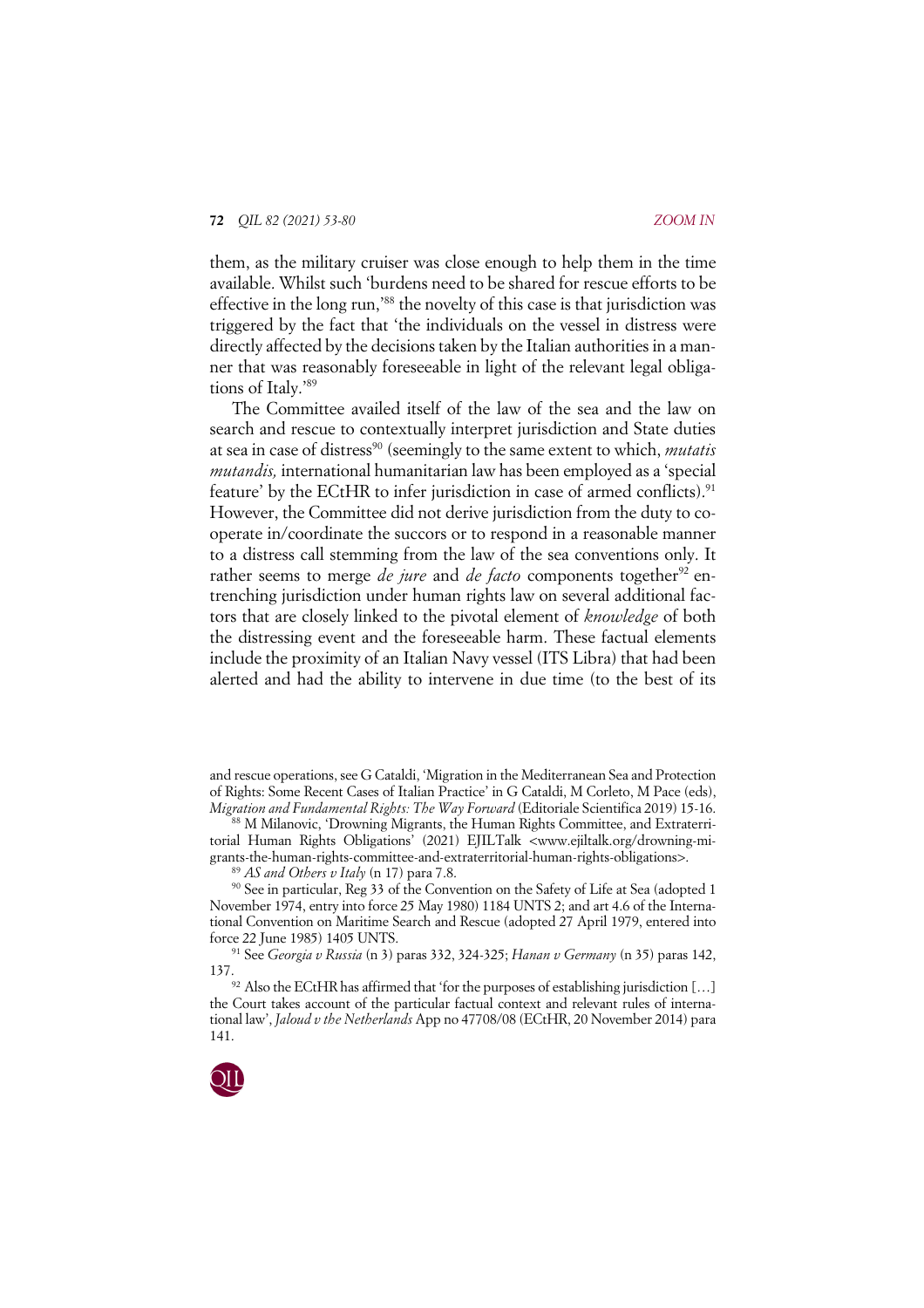them, as the military cruiser was close enough to help them in the time available. Whilst such 'burdens need to be shared for rescue efforts to be effective in the long run,'[88] the novelty of this case is that jurisdiction was triggered by the fact that 'the individuals on the vessel in distress were directly affected by the decisions taken by the Italian authorities in a manner that was reasonably foreseeable in light of the relevant legal obligations of Italy.'[89]

The Committee availed itself of the law of the sea and the law on search and rescue to contextually interpret jurisdiction and State duties at sea in case of distress[90] (seemingly to the same extent to which, *mutatis mutandis,* international humanitarian law has been employed as a 'special feature' by the ECtHR to infer jurisdiction in case of armed conflicts).[91] However, the Committee did not derive jurisdiction from the duty to cooperate in/coordinate the succors or to respond in a reasonable manner to a distress call stemming from the law of the sea conventions only. It rather seems to merge *de jure* and *de facto* components together[92] entrenching jurisdiction under human rights law on several additional factors that are closely linked to the pivotal element of *knowledge* of both the distressing event and the foreseeable harm. These factual elements include the proximity of an Italian Navy vessel (ITS Libra) that had been alerted and had the ability to intervene in due time (to the best of its

---

and rescue operations, see G Cataldi, 'Migration in the Mediterranean Sea and Protection of Rights: Some Recent Cases of Italian Practice' in G Cataldi, M Corleto, M Pace (eds), *Migration and Fundamental Rights: The Way Forward* (Editoriale Scientifica 2019) 15-16.

[88] M Milanovic, 'Drowning Migrants, the Human Rights Committee, and Extraterritorial Human Rights Obligations' (2021) EJILTalk <www.ejiltalk.org/drowning-migrants-the-human-rights-committee-and-extraterritorial-human-rights-obligations>.

[89] *AS and Others v Italy* (n 17) para 7.8.

[90] See in particular, Reg 33 of the Convention on the Safety of Life at Sea (adopted 1 November 1974, entry into force 25 May 1980) 1184 UNTS 2; and art 4.6 of the International Convention on Maritime Search and Rescue (adopted 27 April 1979, entered into force 22 June 1985) 1405 UNTS.

[91] See *Georgia v Russia* (n 3) paras 332, 324-325; *Hanan v Germany* (n 35) paras 142, 137.

[92] Also the ECtHR has affirmed that 'for the purposes of establishing jurisdiction […] the Court takes account of the particular factual context and relevant rules of international law', *Jaloud v the Netherlands* App no 47708/08 (ECtHR, 20 November 2014) para 141.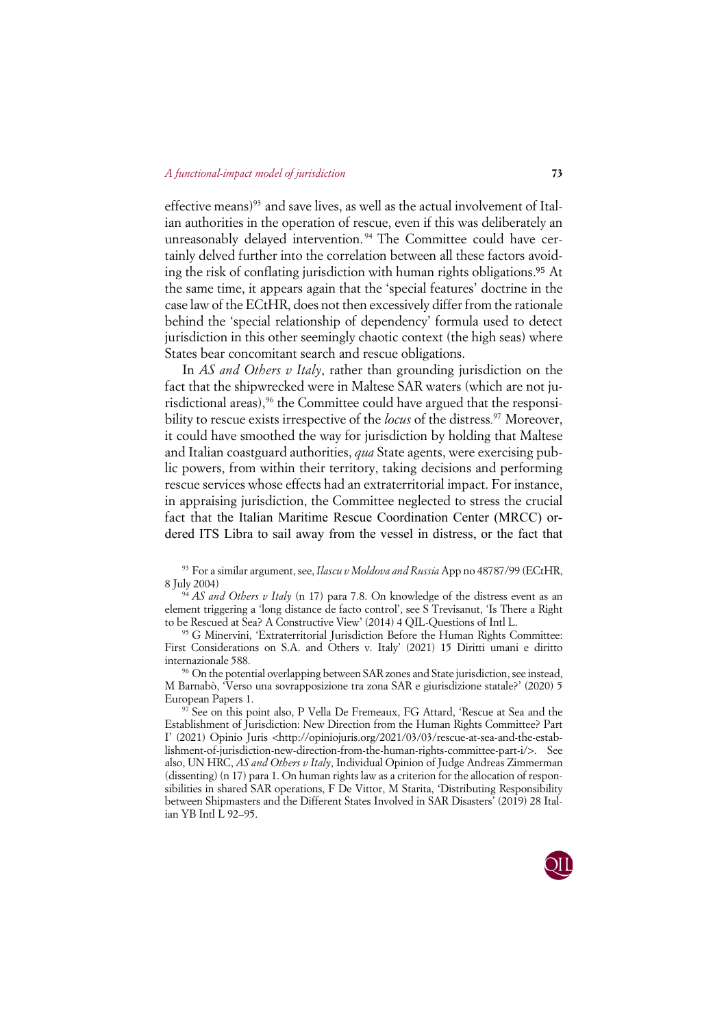effective means)[93] and save lives, as well as the actual involvement of Italian authorities in the operation of rescue, even if this was deliberately an unreasonably delayed intervention.[94] The Committee could have certainly delved further into the correlation between all these factors avoiding the risk of conflating jurisdiction with human rights obligations.[95] At the same time, it appears again that the 'special features' doctrine in the case law of the ECtHR, does not then excessively differ from the rationale behind the 'special relationship of dependency' formula used to detect jurisdiction in this other seemingly chaotic context (the high seas) where States bear concomitant search and rescue obligations.

In *AS and Others v Italy*, rather than grounding jurisdiction on the fact that the shipwrecked were in Maltese SAR waters (which are not jurisdictional areas),[96] the Committee could have argued that the responsibility to rescue exists irrespective of the *locus* of the distress.[97] Moreover, it could have smoothed the way for jurisdiction by holding that Maltese and Italian coastguard authorities, *qua* State agents, were exercising public powers, from within their territory, taking decisions and performing rescue services whose effects had an extraterritorial impact. For instance, in appraising jurisdiction, the Committee neglected to stress the crucial fact that the Italian Maritime Rescue Coordination Center (MRCC) ordered ITS Libra to sail away from the vessel in distress, or the fact that

[93] For a similar argument, see, *Ilascu v Moldova and Russia* App no 48787/99 (ECtHR, 8 July 2004)

[94] *AS and Others v Italy* (n 17) para 7.8. On knowledge of the distress event as an element triggering a 'long distance de facto control', see S Trevisanut, 'Is There a Right to be Rescued at Sea? A Constructive View' (2014) 4 QIL-Questions of Intl L.

[95] G Minervini, 'Extraterritorial Jurisdiction Before the Human Rights Committee: First Considerations on S.A. and Others v. Italy' (2021) 15 Diritti umani e diritto internazionale 588.

[96] On the potential overlapping between SAR zones and State jurisdiction, see instead, M Barnabò, 'Verso una sovrapposizione tra zona SAR e giurisdizione statale?' (2020) 5 European Papers 1.

[97] See on this point also, P Vella De Fremeaux, FG Attard, 'Rescue at Sea and the Establishment of Jurisdiction: New Direction from the Human Rights Committee? Part I' (2021) Opinio Juris <http://opiniojuris.org/2021/03/03/rescue-at-sea-and-the-establishment-of-jurisdiction-new-direction-from-the-human-rights-committee-part-i/>. See also, UN HRC, *AS and Others v Italy*, Individual Opinion of Judge Andreas Zimmerman (dissenting) (n 17) para 1. On human rights law as a criterion for the allocation of responsibilities in shared SAR operations, F De Vittor, M Starita, 'Distributing Responsibility between Shipmasters and the Different States Involved in SAR Disasters' (2019) 28 Italian YB Intl L 92–95.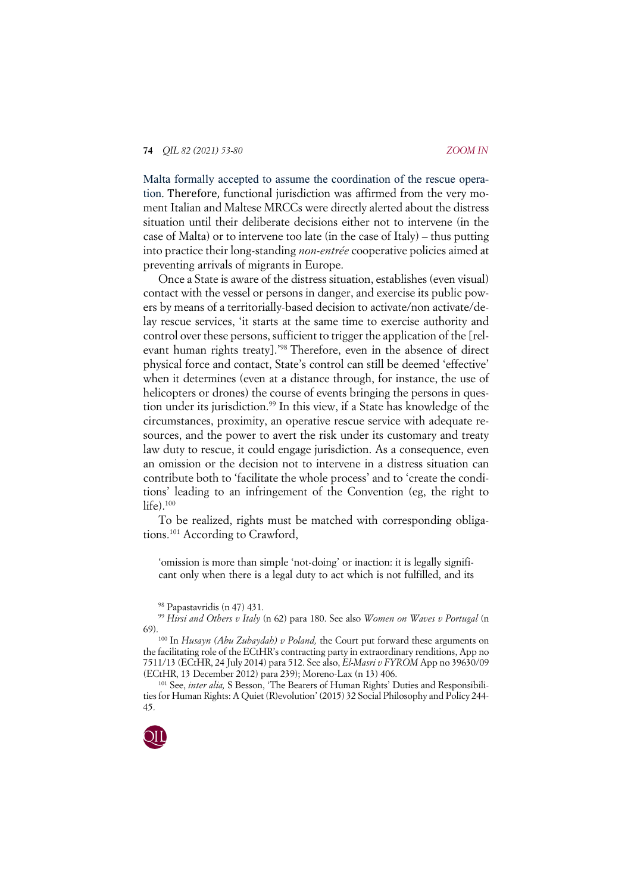Malta formally accepted to assume the coordination of the rescue operation. Therefore, functional jurisdiction was affirmed from the very moment Italian and Maltese MRCCs were directly alerted about the distress situation until their deliberate decisions either not to intervene (in the case of Malta) or to intervene too late (in the case of Italy) – thus putting into practice their long-standing *non-entrée* cooperative policies aimed at preventing arrivals of migrants in Europe.

Once a State is aware of the distress situation, establishes (even visual) contact with the vessel or persons in danger, and exercise its public powers by means of a territorially-based decision to activate/non activate/delay rescue services, 'it starts at the same time to exercise authority and control over these persons, sufficient to trigger the application of the [relevant human rights treaty].'[98] Therefore, even in the absence of direct physical force and contact, State's control can still be deemed 'effective' when it determines (even at a distance through, for instance, the use of helicopters or drones) the course of events bringing the persons in question under its jurisdiction.[99] In this view, if a State has knowledge of the circumstances, proximity, an operative rescue service with adequate resources, and the power to avert the risk under its customary and treaty law duty to rescue, it could engage jurisdiction. As a consequence, even an omission or the decision not to intervene in a distress situation can contribute both to 'facilitate the whole process' and to 'create the conditions' leading to an infringement of the Convention (eg, the right to life).[100]

To be realized, rights must be matched with corresponding obligations.[101] According to Crawford,

> 'omission is more than simple 'not-doing' or inaction: it is legally significant only when there is a legal duty to act which is not fulfilled, and its

[98] Papastavridis (n 47) 431.

[99] *Hirsi and Others v Italy* (n 62) para 180. See also *Women on Waves v Portugal* (n 69).

[100] In *Husayn (Abu Zubaydah) v Poland,* the Court put forward these arguments on the facilitating role of the ECtHR's contracting party in extraordinary renditions, App no 7511/13 (ECtHR, 24 July 2014) para 512. See also, *El-Masri v FYROM* App no 39630/09 (ECtHR, 13 December 2012) para 239); Moreno-Lax (n 13) 406.

[101] See, *inter alia,* S Besson, 'The Bearers of Human Rights' Duties and Responsibilities for Human Rights: A Quiet (R)evolution' (2015) 32 Social Philosophy and Policy 244-45.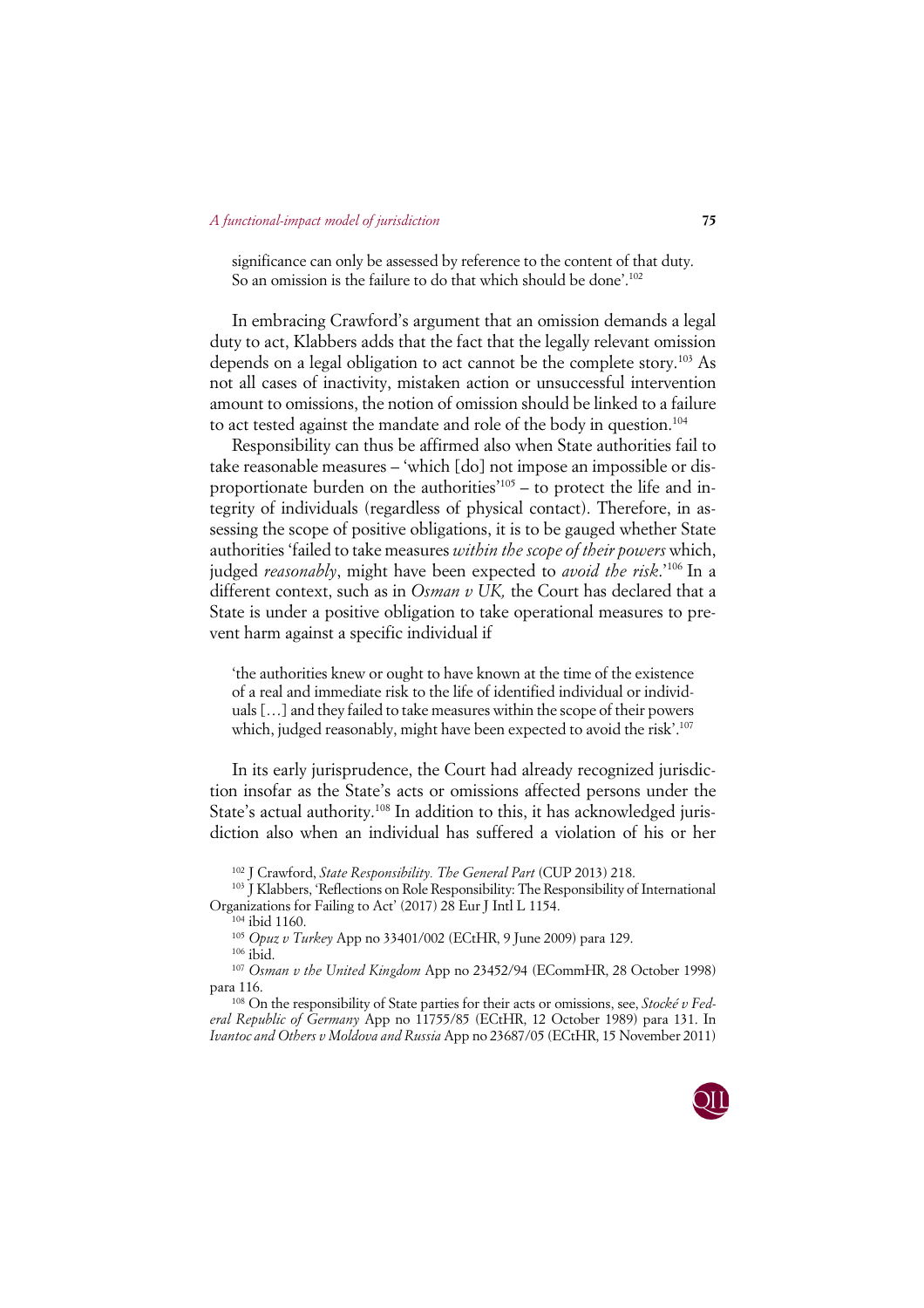significance can only be assessed by reference to the content of that duty. So an omission is the failure to do that which should be done'.[102]

In embracing Crawford's argument that an omission demands a legal duty to act, Klabbers adds that the fact that the legally relevant omission depends on a legal obligation to act cannot be the complete story.[103] As not all cases of inactivity, mistaken action or unsuccessful intervention amount to omissions, the notion of omission should be linked to a failure to act tested against the mandate and role of the body in question.[104]

Responsibility can thus be affirmed also when State authorities fail to take reasonable measures – 'which [do] not impose an impossible or disproportionate burden on the authorities'[105] – to protect the life and integrity of individuals (regardless of physical contact). Therefore, in assessing the scope of positive obligations, it is to be gauged whether State authorities 'failed to take measures *within the scope of their powers* which, judged *reasonably*, might have been expected to *avoid the risk*.'[106] In a different context, such as in *Osman v UK,* the Court has declared that a State is under a positive obligation to take operational measures to prevent harm against a specific individual if

> 'the authorities knew or ought to have known at the time of the existence of a real and immediate risk to the life of identified individual or individuals […] and they failed to take measures within the scope of their powers which, judged reasonably, might have been expected to avoid the risk'.[107]

In its early jurisprudence, the Court had already recognized jurisdiction insofar as the State's acts or omissions affected persons under the State's actual authority.[108] In addition to this, it has acknowledged jurisdiction also when an individual has suffered a violation of his or her

---

[102] J Crawford, *State Responsibility. The General Part* (CUP 2013) 218.

[103] J Klabbers, 'Reflections on Role Responsibility: The Responsibility of International Organizations for Failing to Act' (2017) 28 Eur J Intl L 1154.

[104] ibid 1160.

[105] *Opuz v Turkey* App no 33401/002 (ECtHR, 9 June 2009) para 129.

[106] ibid.

[107] *Osman v the United Kingdom* App no 23452/94 (ECommHR, 28 October 1998) para 116.

[108] On the responsibility of State parties for their acts or omissions, see, *Stocké v Federal Republic of Germany* App no 11755/85 (ECtHR, 12 October 1989) para 131. In *Ivantoc and Others v Moldova and Russia* App no 23687/05 (ECtHR, 15 November 2011)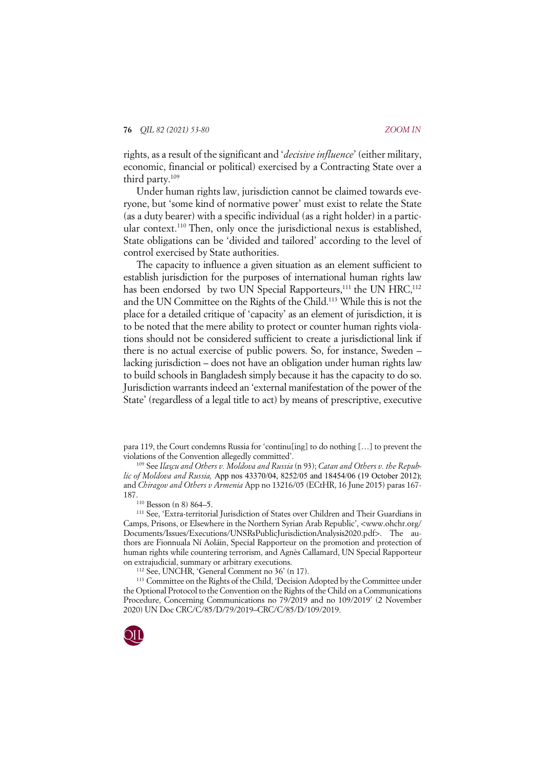rights, as a result of the significant and '*decisive influence*' (either military, economic, financial or political) exercised by a Contracting State over a third party.[109]

Under human rights law, jurisdiction cannot be claimed towards everyone, but 'some kind of normative power' must exist to relate the State (as a duty bearer) with a specific individual (as a right holder) in a particular context.[110] Then, only once the jurisdictional nexus is established, State obligations can be 'divided and tailored' according to the level of control exercised by State authorities.

The capacity to influence a given situation as an element sufficient to establish jurisdiction for the purposes of international human rights law has been endorsed by two UN Special Rapporteurs,[111] the UN HRC,[112] and the UN Committee on the Rights of the Child.[113] While this is not the place for a detailed critique of 'capacity' as an element of jurisdiction, it is to be noted that the mere ability to protect or counter human rights violations should not be considered sufficient to create a jurisdictional link if there is no actual exercise of public powers. So, for instance, Sweden – lacking jurisdiction – does not have an obligation under human rights law to build schools in Bangladesh simply because it has the capacity to do so. Jurisdiction warrants indeed an 'external manifestation of the power of the State' (regardless of a legal title to act) by means of prescriptive, executive

---

para 119, the Court condemns Russia for 'continu[ing] to do nothing […] to prevent the violations of the Convention allegedly committed'.

[109] See *Ilaşcu and Others v. Moldova and Russia* (n 93); *Catan and Others v. the Republic of Moldova and Russia,* App nos 43370/04, 8252/05 and 18454/06 (19 October 2012); and *Chiragov and Others v Armenia* App no 13216/05 (ECtHR, 16 June 2015) paras 167-187.

[110] Besson (n 8) 864–5.

[111] See, 'Extra-territorial Jurisdiction of States over Children and Their Guardians in Camps, Prisons, or Elsewhere in the Northern Syrian Arab Republic', <www.ohchr.org/Documents/Issues/Executions/UNSRsPublicJurisdictionAnalysis2020.pdf>. The authors are Fionnuala Ní Aoláin, Special Rapporteur on the promotion and protection of human rights while countering terrorism, and Agnès Callamard, UN Special Rapporteur on extrajudicial, summary or arbitrary executions.

[112] See, UNCHR, 'General Comment no 36' (n 17).

[113] Committee on the Rights of the Child, 'Decision Adopted by the Committee under the Optional Protocol to the Convention on the Rights of the Child on a Communications Procedure, Concerning Communications no 79/2019 and no 109/2019' (2 November 2020) UN Doc CRC/C/85/D/79/2019–CRC/C/85/D/109/2019.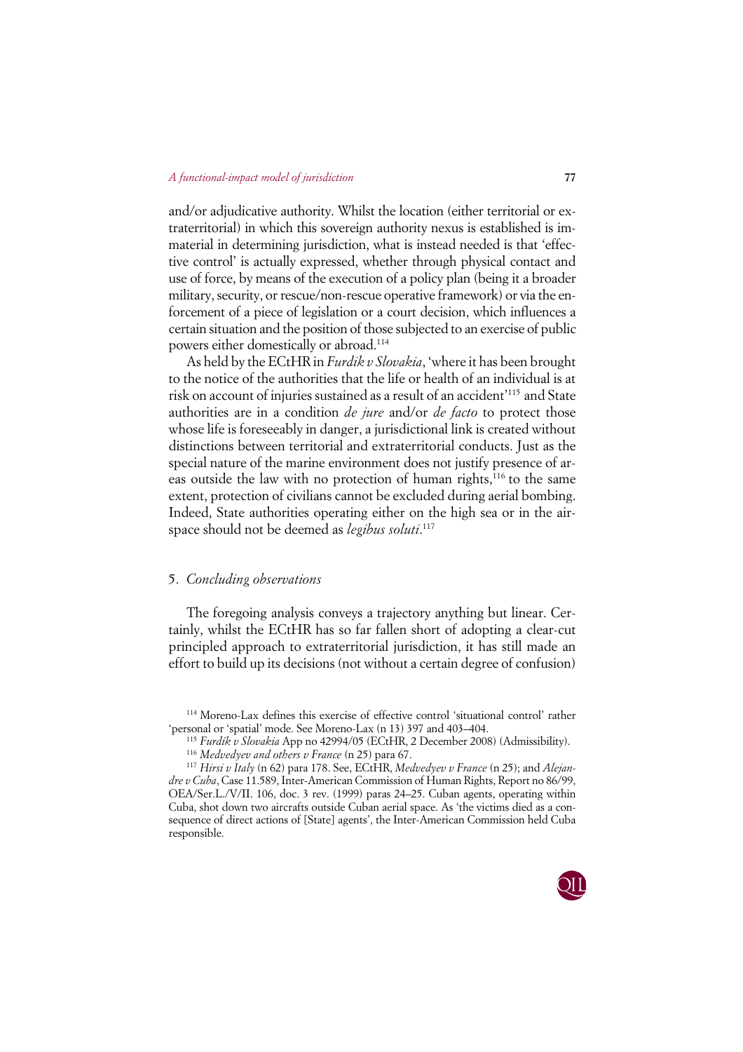and/or adjudicative authority. Whilst the location (either territorial or extraterritorial) in which this sovereign authority nexus is established is immaterial in determining jurisdiction, what is instead needed is that 'effective control' is actually expressed, whether through physical contact and use of force, by means of the execution of a policy plan (being it a broader military, security, or rescue/non-rescue operative framework) or via the enforcement of a piece of legislation or a court decision, which influences a certain situation and the position of those subjected to an exercise of public powers either domestically or abroad.[114]

As held by the ECtHR in *Furdik v Slovakia*, 'where it has been brought to the notice of the authorities that the life or health of an individual is at risk on account of injuries sustained as a result of an accident'[115] and State authorities are in a condition *de jure* and/or *de facto* to protect those whose life is foreseeably in danger, a jurisdictional link is created without distinctions between territorial and extraterritorial conducts. Just as the special nature of the marine environment does not justify presence of areas outside the law with no protection of human rights,[116] to the same extent, protection of civilians cannot be excluded during aerial bombing. Indeed, State authorities operating either on the high sea or in the airspace should not be deemed as *legibus soluti*.[117]

## 5. *Concluding observations*

The foregoing analysis conveys a trajectory anything but linear. Certainly, whilst the ECtHR has so far fallen short of adopting a clear-cut principled approach to extraterritorial jurisdiction, it has still made an effort to build up its decisions (not without a certain degree of confusion)

---

[114] Moreno-Lax defines this exercise of effective control 'situational control' rather 'personal or 'spatial' mode. See Moreno-Lax (n 13) 397 and 403–404.

[115] *Furdík v Slovakia* App no 42994/05 (ECtHR, 2 December 2008) (Admissibility).

[116] *Medvedyev and others v France* (n 25) para 67.

[117] *Hirsi v Italy* (n 62) para 178. See, ECtHR, *Medvedyev v France* (n 25); and *Alejandre v Cuba*, Case 11.589, Inter-American Commission of Human Rights, Report no 86/99, OEA/Ser.L./V/II. 106, doc. 3 rev. (1999) paras 24–25. Cuban agents, operating within Cuba, shot down two aircrafts outside Cuban aerial space. As 'the victims died as a consequence of direct actions of [State] agents', the Inter-American Commission held Cuba responsible.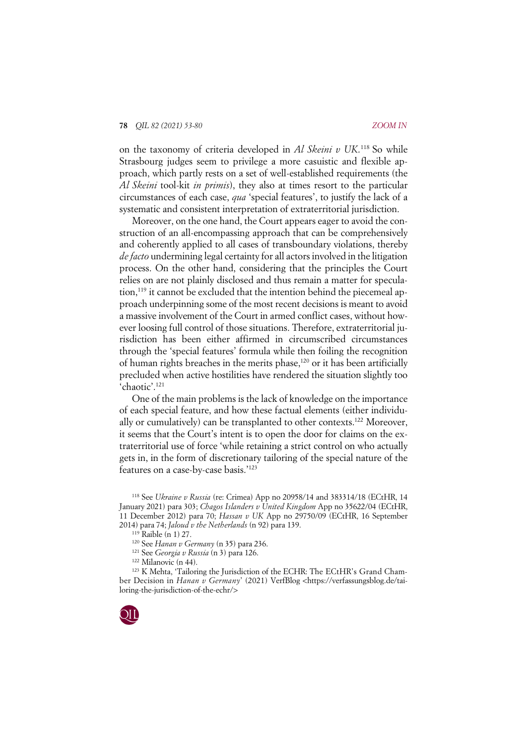on the taxonomy of criteria developed in *Al Skeini v UK*.[118] So while Strasbourg judges seem to privilege a more casuistic and flexible approach, which partly rests on a set of well-established requirements (the *Al Skeini* tool-kit *in primis*), they also at times resort to the particular circumstances of each case, *qua* 'special features', to justify the lack of a systematic and consistent interpretation of extraterritorial jurisdiction.

Moreover, on the one hand, the Court appears eager to avoid the construction of an all-encompassing approach that can be comprehensively and coherently applied to all cases of transboundary violations, thereby *de facto* undermining legal certainty for all actors involved in the litigation process. On the other hand, considering that the principles the Court relies on are not plainly disclosed and thus remain a matter for speculation,[119] it cannot be excluded that the intention behind the piecemeal approach underpinning some of the most recent decisions is meant to avoid a massive involvement of the Court in armed conflict cases, without however loosing full control of those situations. Therefore, extraterritorial jurisdiction has been either affirmed in circumscribed circumstances through the 'special features' formula while then foiling the recognition of human rights breaches in the merits phase,[120] or it has been artificially precluded when active hostilities have rendered the situation slightly too 'chaotic'.[121]

One of the main problems is the lack of knowledge on the importance of each special feature, and how these factual elements (either individually or cumulatively) can be transplanted to other contexts.[122] Moreover, it seems that the Court's intent is to open the door for claims on the extraterritorial use of force 'while retaining a strict control on who actually gets in, in the form of discretionary tailoring of the special nature of the features on a case-by-case basis.'[123]

[118] See *Ukraine v Russia* (re: Crimea) App no 20958/14 and 383314/18 (ECtHR, 14 January 2021) para 303; *Chagos Islanders v United Kingdom* App no 35622/04 (ECtHR, 11 December 2012) para 70; *Hassan v UK* App no 29750/09 (ECtHR, 16 September 2014) para 74; *Jaloud v the Netherlands* (n 92) para 139.

[119] Raible (n 1) 27.

[120] See *Hanan v Germany* (n 35) para 236.

[121] See *Georgia v Russia* (n 3) para 126.

[122] Milanovic (n 44).

[123] K Mehta, 'Tailoring the Jurisdiction of the ECHR: The ECtHR's Grand Chamber Decision in *Hanan v Germany*' (2021) VerfBlog <https://verfassungsblog.de/tailoring-the-jurisdiction-of-the-echr/>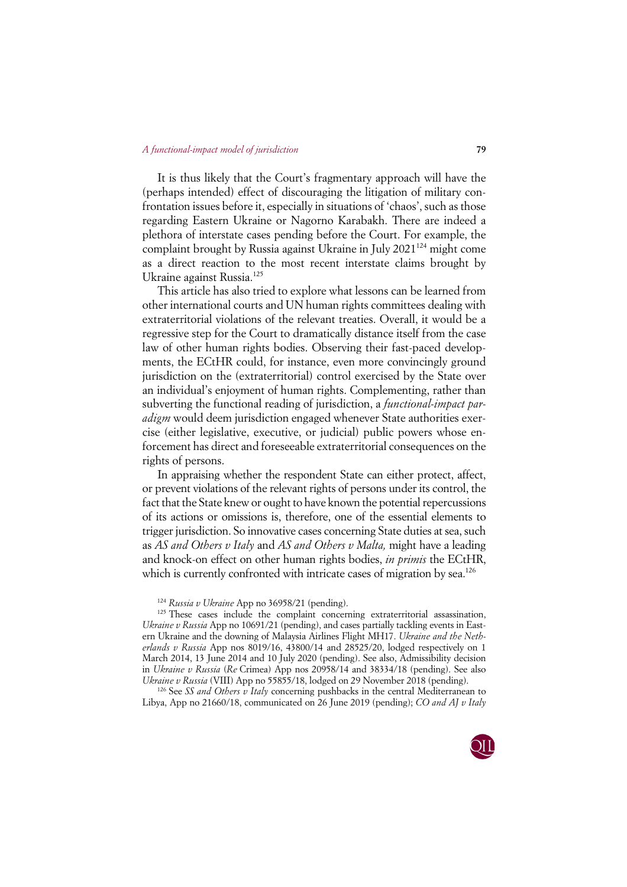It is thus likely that the Court's fragmentary approach will have the (perhaps intended) effect of discouraging the litigation of military confrontation issues before it, especially in situations of 'chaos', such as those regarding Eastern Ukraine or Nagorno Karabakh. There are indeed a plethora of interstate cases pending before the Court. For example, the complaint brought by Russia against Ukraine in July 2021[124] might come as a direct reaction to the most recent interstate claims brought by Ukraine against Russia.[125]

This article has also tried to explore what lessons can be learned from other international courts and UN human rights committees dealing with extraterritorial violations of the relevant treaties. Overall, it would be a regressive step for the Court to dramatically distance itself from the case law of other human rights bodies. Observing their fast-paced developments, the ECtHR could, for instance, even more convincingly ground jurisdiction on the (extraterritorial) control exercised by the State over an individual's enjoyment of human rights. Complementing, rather than subverting the functional reading of jurisdiction, a *functional-impact paradigm* would deem jurisdiction engaged whenever State authorities exercise (either legislative, executive, or judicial) public powers whose enforcement has direct and foreseeable extraterritorial consequences on the rights of persons.

In appraising whether the respondent State can either protect, affect, or prevent violations of the relevant rights of persons under its control, the fact that the State knew or ought to have known the potential repercussions of its actions or omissions is, therefore, one of the essential elements to trigger jurisdiction. So innovative cases concerning State duties at sea, such as *AS and Others v Italy* and *AS and Others v Malta,* might have a leading and knock-on effect on other human rights bodies, *in primis* the ECtHR, which is currently confronted with intricate cases of migration by sea.[126]

---

[124] *Russia v Ukraine* App no 36958/21 (pending).

[125] These cases include the complaint concerning extraterritorial assassination, *Ukraine v Russia* App no 10691/21 (pending), and cases partially tackling events in Eastern Ukraine and the downing of Malaysia Airlines Flight MH17. *Ukraine and the Netherlands v Russia* App nos 8019/16, 43800/14 and 28525/20, lodged respectively on 1 March 2014, 13 June 2014 and 10 July 2020 (pending). See also, Admissibility decision in *Ukraine v Russia* (*Re* Crimea) App nos 20958/14 and 38334/18 (pending). See also *Ukraine v Russia* (VIII) App no 55855/18, lodged on 29 November 2018 (pending).

[126] See *SS and Others v Italy* concerning pushbacks in the central Mediterranean to Libya, App no 21660/18, communicated on 26 June 2019 (pending); *CO and AJ v Italy*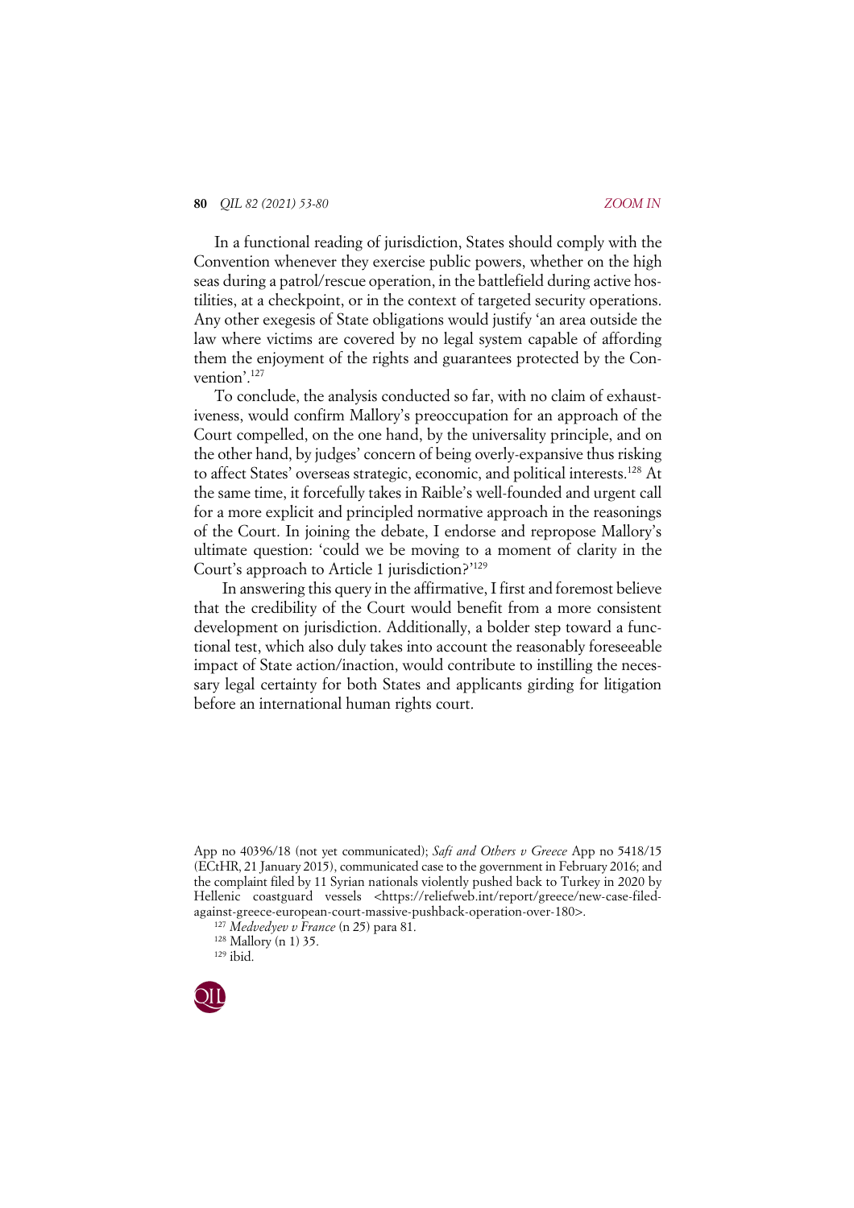In a functional reading of jurisdiction, States should comply with the Convention whenever they exercise public powers, whether on the high seas during a patrol/rescue operation, in the battlefield during active hostilities, at a checkpoint, or in the context of targeted security operations. Any other exegesis of State obligations would justify 'an area outside the law where victims are covered by no legal system capable of affording them the enjoyment of the rights and guarantees protected by the Convention'.[127]

To conclude, the analysis conducted so far, with no claim of exhaustiveness, would confirm Mallory's preoccupation for an approach of the Court compelled, on the one hand, by the universality principle, and on the other hand, by judges' concern of being overly-expansive thus risking to affect States' overseas strategic, economic, and political interests.[128] At the same time, it forcefully takes in Raible's well-founded and urgent call for a more explicit and principled normative approach in the reasonings of the Court. In joining the debate, I endorse and repropose Mallory's ultimate question: 'could we be moving to a moment of clarity in the Court's approach to Article 1 jurisdiction?'[129]

In answering this query in the affirmative, I first and foremost believe that the credibility of the Court would benefit from a more consistent development on jurisdiction. Additionally, a bolder step toward a functional test, which also duly takes into account the reasonably foreseeable impact of State action/inaction, would contribute to instilling the necessary legal certainty for both States and applicants girding for litigation before an international human rights court.

---

App no 40396/18 (not yet communicated); *Safi and Others v Greece* App no 5418/15 (ECtHR, 21 January 2015), communicated case to the government in February 2016; and the complaint filed by 11 Syrian nationals violently pushed back to Turkey in 2020 by Hellenic coastguard vessels <https://reliefweb.int/report/greece/new-case-filed-against-greece-european-court-massive-pushback-operation-over-180>.

[127] *Medvedyev v France* (n 25) para 81.

[128] Mallory (n 1) 35.

[129] ibid.